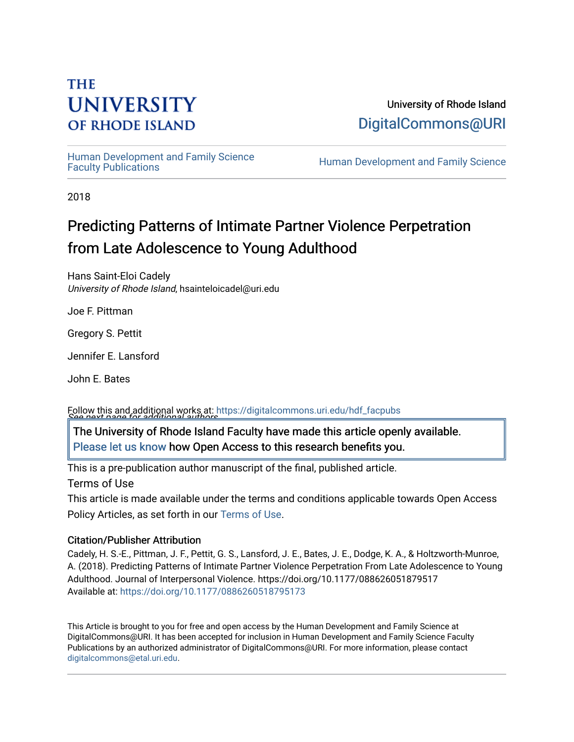THE UNIVERSITY OF RHODE ISLAND

University of Rhode Island
DigitalCommons@URI

Human Development and Family Science Faculty Publications

Human Development and Family Science

2018

# Predicting Patterns of Intimate Partner Violence Perpetration from Late Adolescence to Young Adulthood

Hans Saint-Eloi Cadely
*University of Rhode Island*, hsainteloicadel@uri.edu

Joe F. Pittman

Gregory S. Pettit

Jennifer E. Lansford

John E. Bates

Follow this and additional works at: https://digitalcommons.uri.edu/hdf_facpubs
*See next page for additional authors*

The University of Rhode Island Faculty have made this article openly available. Please let us know how Open Access to this research benefits you.

This is a pre-publication author manuscript of the final, published article.

Terms of Use

This article is made available under the terms and conditions applicable towards Open Access Policy Articles, as set forth in our Terms of Use.

### Citation/Publisher Attribution

Cadely, H. S.-E., Pittman, J. F., Pettit, G. S., Lansford, J. E., Bates, J. E., Dodge, K. A., & Holtzworth-Munroe, A. (2018). Predicting Patterns of Intimate Partner Violence Perpetration From Late Adolescence to Young Adulthood. Journal of Interpersonal Violence. https://doi.org/10.1177/088626051879517
Available at: https://doi.org/10.1177/0886260518795173

This Article is brought to you for free and open access by the Human Development and Family Science at DigitalCommons@URI. It has been accepted for inclusion in Human Development and Family Science Faculty Publications by an authorized administrator of DigitalCommons@URI. For more information, please contact digitalcommons@etal.uri.edu.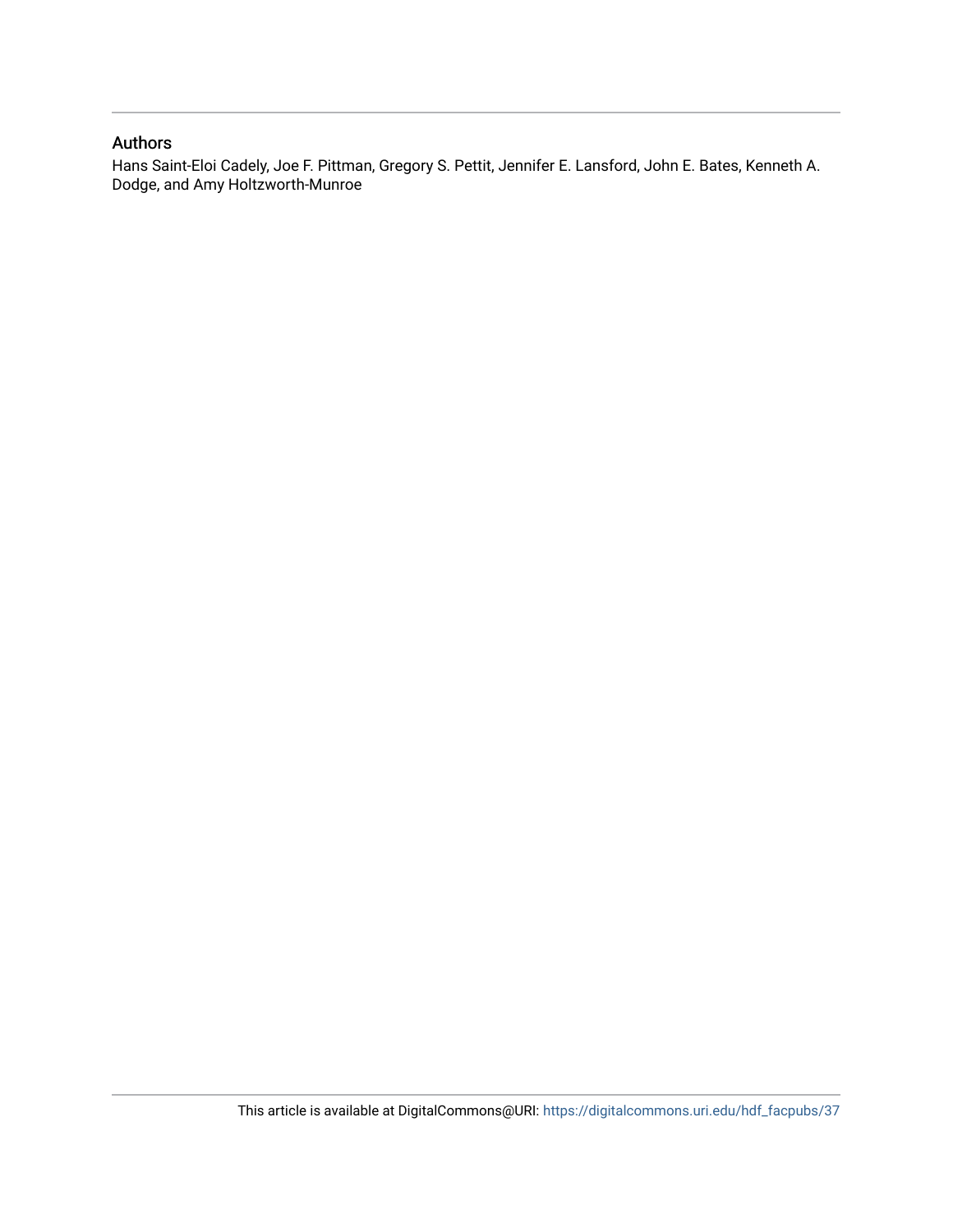## Authors

Hans Saint-Eloi Cadely, Joe F. Pittman, Gregory S. Pettit, Jennifer E. Lansford, John E. Bates, Kenneth A. Dodge, and Amy Holtzworth-Munroe

This article is available at DigitalCommons@URI: https://digitalcommons.uri.edu/hdf_facpubs/37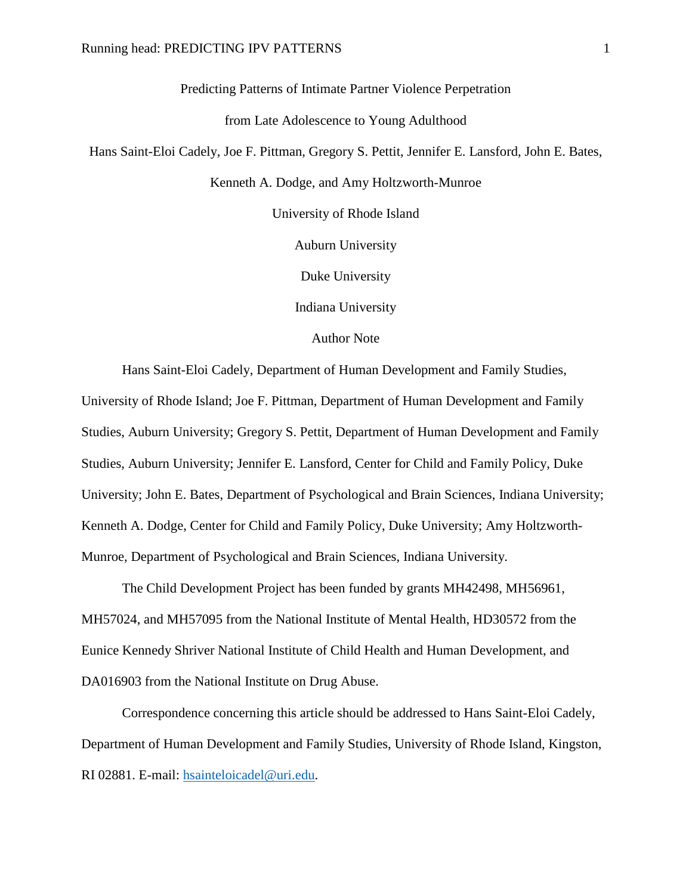# Predicting Patterns of Intimate Partner Violence Perpetration from Late Adolescence to Young Adulthood

Hans Saint-Eloi Cadely, Joe F. Pittman, Gregory S. Pettit, Jennifer E. Lansford, John E. Bates, Kenneth A. Dodge, and Amy Holtzworth-Munroe

University of Rhode Island

Auburn University

Duke University

Indiana University

## Author Note

Hans Saint-Eloi Cadely, Department of Human Development and Family Studies, University of Rhode Island; Joe F. Pittman, Department of Human Development and Family Studies, Auburn University; Gregory S. Pettit, Department of Human Development and Family Studies, Auburn University; Jennifer E. Lansford, Center for Child and Family Policy, Duke University; John E. Bates, Department of Psychological and Brain Sciences, Indiana University; Kenneth A. Dodge, Center for Child and Family Policy, Duke University; Amy Holtzworth-Munroe, Department of Psychological and Brain Sciences, Indiana University.

The Child Development Project has been funded by grants MH42498, MH56961, MH57024, and MH57095 from the National Institute of Mental Health, HD30572 from the Eunice Kennedy Shriver National Institute of Child Health and Human Development, and DA016903 from the National Institute on Drug Abuse.

Correspondence concerning this article should be addressed to Hans Saint-Eloi Cadely, Department of Human Development and Family Studies, University of Rhode Island, Kingston, RI 02881. E-mail: hsainteloicadel@uri.edu.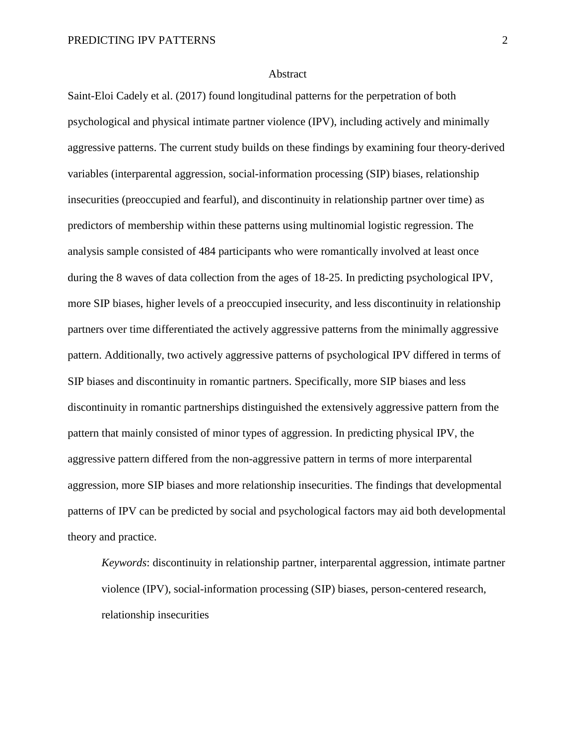## Abstract

Saint-Eloi Cadely et al. (2017) found longitudinal patterns for the perpetration of both psychological and physical intimate partner violence (IPV), including actively and minimally aggressive patterns. The current study builds on these findings by examining four theory-derived variables (interparental aggression, social-information processing (SIP) biases, relationship insecurities (preoccupied and fearful), and discontinuity in relationship partner over time) as predictors of membership within these patterns using multinomial logistic regression. The analysis sample consisted of 484 participants who were romantically involved at least once during the 8 waves of data collection from the ages of 18-25. In predicting psychological IPV, more SIP biases, higher levels of a preoccupied insecurity, and less discontinuity in relationship partners over time differentiated the actively aggressive patterns from the minimally aggressive pattern. Additionally, two actively aggressive patterns of psychological IPV differed in terms of SIP biases and discontinuity in romantic partners. Specifically, more SIP biases and less discontinuity in romantic partnerships distinguished the extensively aggressive pattern from the pattern that mainly consisted of minor types of aggression. In predicting physical IPV, the aggressive pattern differed from the non-aggressive pattern in terms of more interparental aggression, more SIP biases and more relationship insecurities. The findings that developmental patterns of IPV can be predicted by social and psychological factors may aid both developmental theory and practice.

*Keywords*: discontinuity in relationship partner, interparental aggression, intimate partner violence (IPV), social-information processing (SIP) biases, person-centered research, relationship insecurities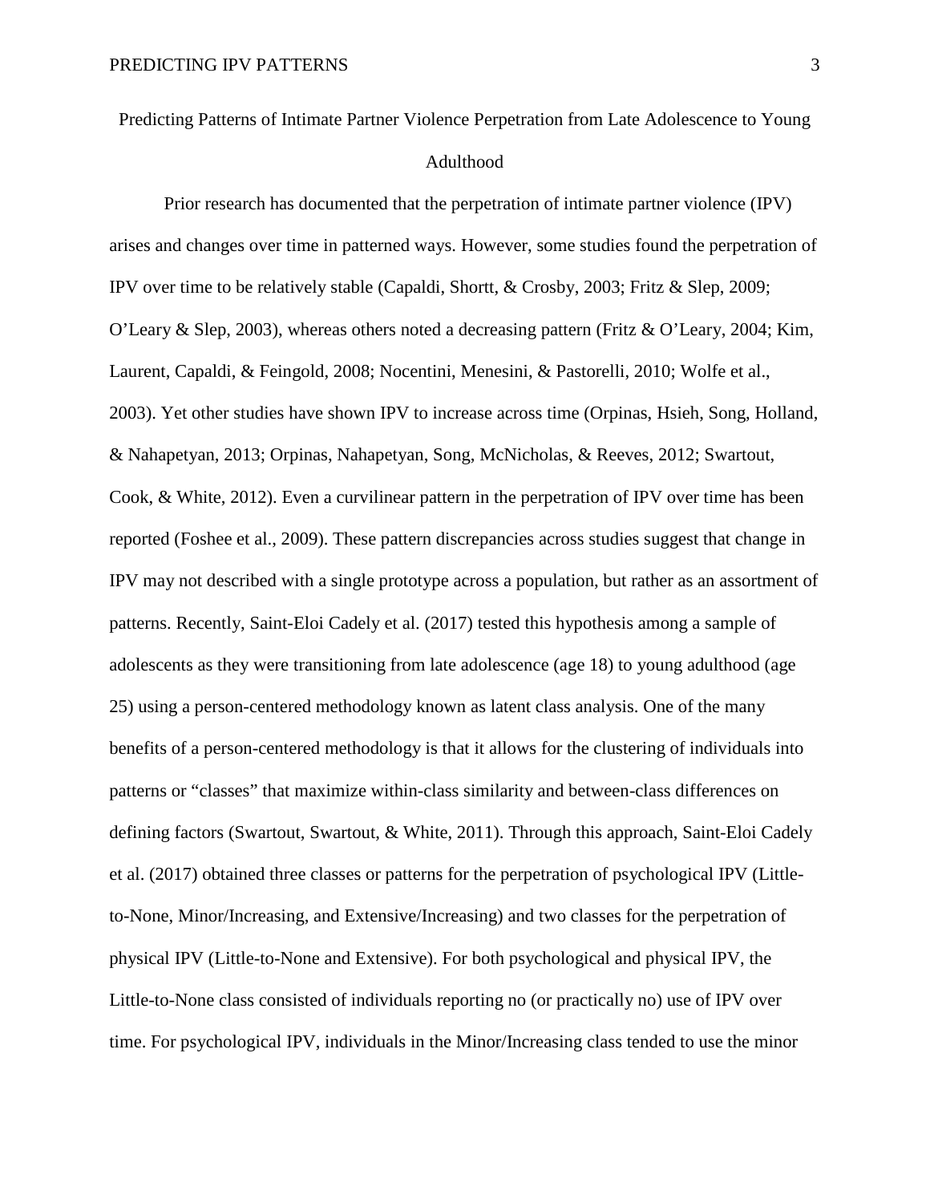# Predicting Patterns of Intimate Partner Violence Perpetration from Late Adolescence to Young Adulthood

Prior research has documented that the perpetration of intimate partner violence (IPV) arises and changes over time in patterned ways. However, some studies found the perpetration of IPV over time to be relatively stable (Capaldi, Shortt, & Crosby, 2003; Fritz & Slep, 2009; O'Leary & Slep, 2003), whereas others noted a decreasing pattern (Fritz & O'Leary, 2004; Kim, Laurent, Capaldi, & Feingold, 2008; Nocentini, Menesini, & Pastorelli, 2010; Wolfe et al., 2003). Yet other studies have shown IPV to increase across time (Orpinas, Hsieh, Song, Holland, & Nahapetyan, 2013; Orpinas, Nahapetyan, Song, McNicholas, & Reeves, 2012; Swartout, Cook, & White, 2012). Even a curvilinear pattern in the perpetration of IPV over time has been reported (Foshee et al., 2009). These pattern discrepancies across studies suggest that change in IPV may not described with a single prototype across a population, but rather as an assortment of patterns. Recently, Saint-Eloi Cadely et al. (2017) tested this hypothesis among a sample of adolescents as they were transitioning from late adolescence (age 18) to young adulthood (age 25) using a person-centered methodology known as latent class analysis. One of the many benefits of a person-centered methodology is that it allows for the clustering of individuals into patterns or "classes" that maximize within-class similarity and between-class differences on defining factors (Swartout, Swartout, & White, 2011). Through this approach, Saint-Eloi Cadely et al. (2017) obtained three classes or patterns for the perpetration of psychological IPV (Little-to-None, Minor/Increasing, and Extensive/Increasing) and two classes for the perpetration of physical IPV (Little-to-None and Extensive). For both psychological and physical IPV, the Little-to-None class consisted of individuals reporting no (or practically no) use of IPV over time. For psychological IPV, individuals in the Minor/Increasing class tended to use the minor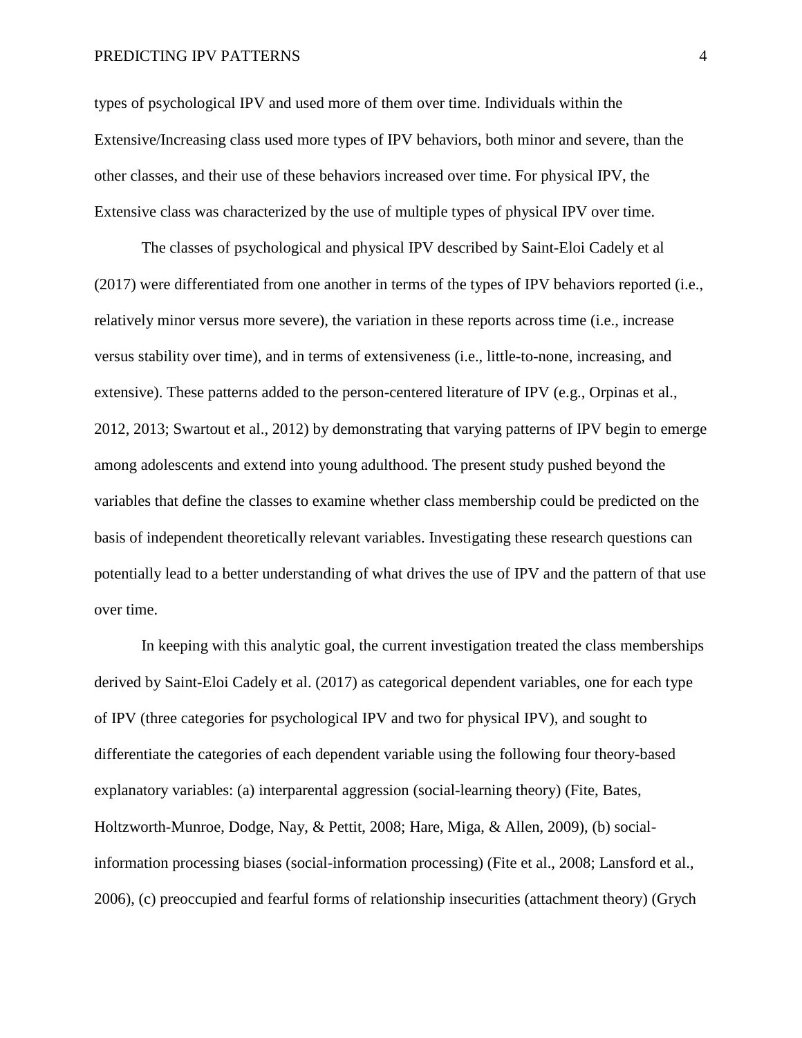types of psychological IPV and used more of them over time. Individuals within the Extensive/Increasing class used more types of IPV behaviors, both minor and severe, than the other classes, and their use of these behaviors increased over time. For physical IPV, the Extensive class was characterized by the use of multiple types of physical IPV over time.

The classes of psychological and physical IPV described by Saint-Eloi Cadely et al (2017) were differentiated from one another in terms of the types of IPV behaviors reported (i.e., relatively minor versus more severe), the variation in these reports across time (i.e., increase versus stability over time), and in terms of extensiveness (i.e., little-to-none, increasing, and extensive). These patterns added to the person-centered literature of IPV (e.g., Orpinas et al., 2012, 2013; Swartout et al., 2012) by demonstrating that varying patterns of IPV begin to emerge among adolescents and extend into young adulthood. The present study pushed beyond the variables that define the classes to examine whether class membership could be predicted on the basis of independent theoretically relevant variables. Investigating these research questions can potentially lead to a better understanding of what drives the use of IPV and the pattern of that use over time.

In keeping with this analytic goal, the current investigation treated the class memberships derived by Saint-Eloi Cadely et al. (2017) as categorical dependent variables, one for each type of IPV (three categories for psychological IPV and two for physical IPV), and sought to differentiate the categories of each dependent variable using the following four theory-based explanatory variables: (a) interparental aggression (social-learning theory) (Fite, Bates, Holtzworth-Munroe, Dodge, Nay, & Pettit, 2008; Hare, Miga, & Allen, 2009), (b) social-information processing biases (social-information processing) (Fite et al., 2008; Lansford et al., 2006), (c) preoccupied and fearful forms of relationship insecurities (attachment theory) (Grych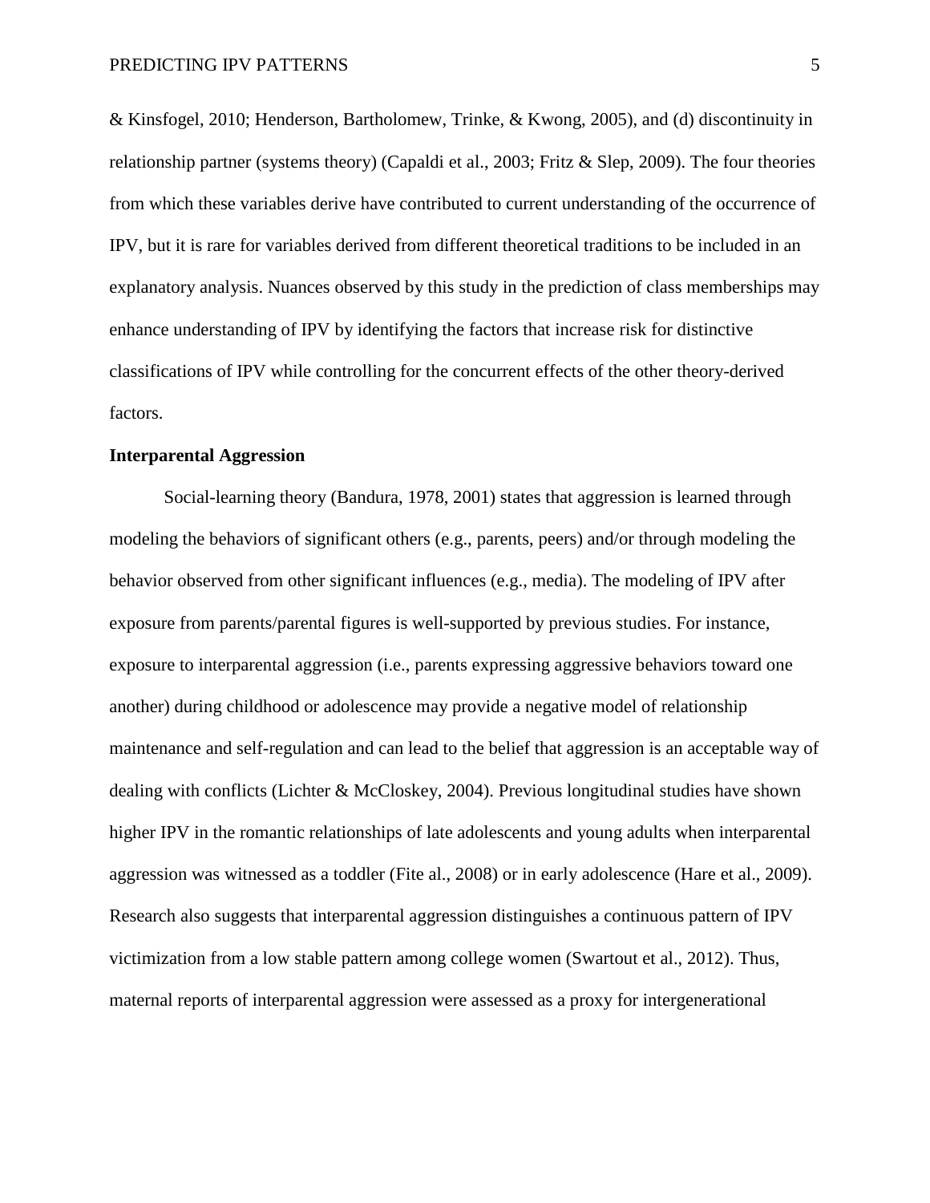& Kinsfogel, 2010; Henderson, Bartholomew, Trinke, & Kwong, 2005), and (d) discontinuity in relationship partner (systems theory) (Capaldi et al., 2003; Fritz & Slep, 2009). The four theories from which these variables derive have contributed to current understanding of the occurrence of IPV, but it is rare for variables derived from different theoretical traditions to be included in an explanatory analysis. Nuances observed by this study in the prediction of class memberships may enhance understanding of IPV by identifying the factors that increase risk for distinctive classifications of IPV while controlling for the concurrent effects of the other theory-derived factors.

## Interparental Aggression

Social-learning theory (Bandura, 1978, 2001) states that aggression is learned through modeling the behaviors of significant others (e.g., parents, peers) and/or through modeling the behavior observed from other significant influences (e.g., media). The modeling of IPV after exposure from parents/parental figures is well-supported by previous studies. For instance, exposure to interparental aggression (i.e., parents expressing aggressive behaviors toward one another) during childhood or adolescence may provide a negative model of relationship maintenance and self-regulation and can lead to the belief that aggression is an acceptable way of dealing with conflicts (Lichter & McCloskey, 2004). Previous longitudinal studies have shown higher IPV in the romantic relationships of late adolescents and young adults when interparental aggression was witnessed as a toddler (Fite al., 2008) or in early adolescence (Hare et al., 2009). Research also suggests that interparental aggression distinguishes a continuous pattern of IPV victimization from a low stable pattern among college women (Swartout et al., 2012). Thus, maternal reports of interparental aggression were assessed as a proxy for intergenerational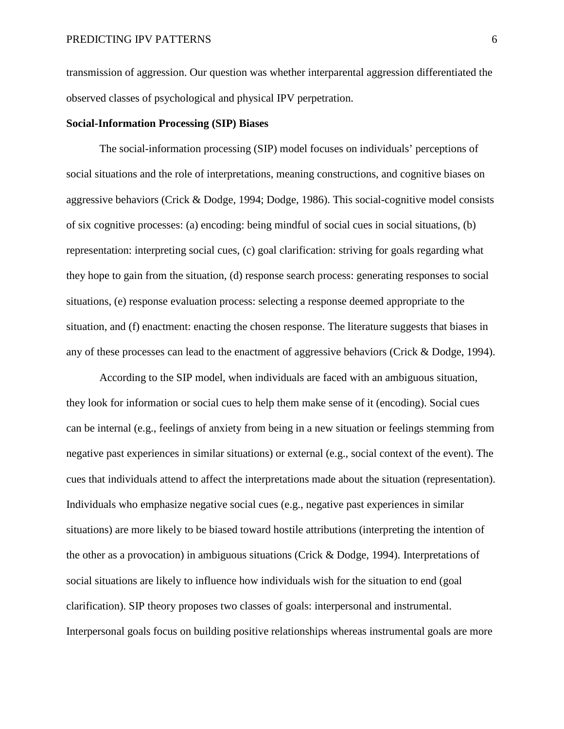transmission of aggression. Our question was whether interparental aggression differentiated the observed classes of psychological and physical IPV perpetration.

**Social-Information Processing (SIP) Biases**

The social-information processing (SIP) model focuses on individuals' perceptions of social situations and the role of interpretations, meaning constructions, and cognitive biases on aggressive behaviors (Crick & Dodge, 1994; Dodge, 1986). This social-cognitive model consists of six cognitive processes: (a) encoding: being mindful of social cues in social situations, (b) representation: interpreting social cues, (c) goal clarification: striving for goals regarding what they hope to gain from the situation, (d) response search process: generating responses to social situations, (e) response evaluation process: selecting a response deemed appropriate to the situation, and (f) enactment: enacting the chosen response. The literature suggests that biases in any of these processes can lead to the enactment of aggressive behaviors (Crick & Dodge, 1994).

According to the SIP model, when individuals are faced with an ambiguous situation, they look for information or social cues to help them make sense of it (encoding). Social cues can be internal (e.g., feelings of anxiety from being in a new situation or feelings stemming from negative past experiences in similar situations) or external (e.g., social context of the event). The cues that individuals attend to affect the interpretations made about the situation (representation). Individuals who emphasize negative social cues (e.g., negative past experiences in similar situations) are more likely to be biased toward hostile attributions (interpreting the intention of the other as a provocation) in ambiguous situations (Crick & Dodge, 1994). Interpretations of social situations are likely to influence how individuals wish for the situation to end (goal clarification). SIP theory proposes two classes of goals: interpersonal and instrumental. Interpersonal goals focus on building positive relationships whereas instrumental goals are more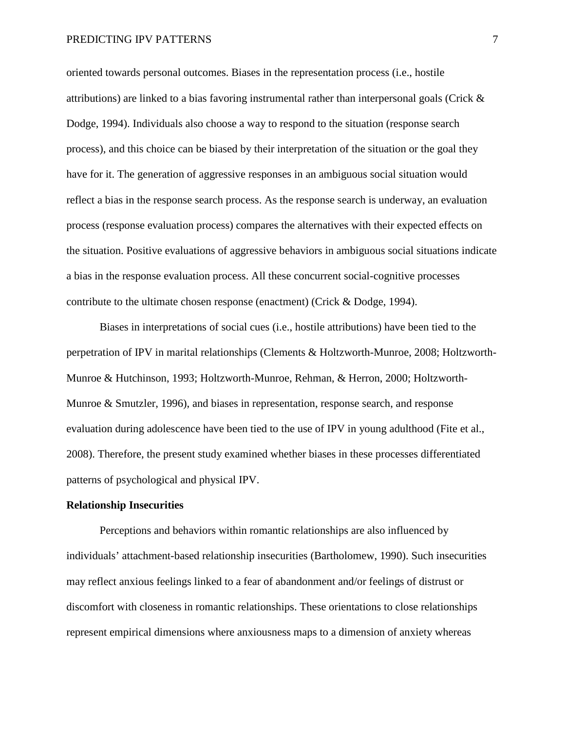oriented towards personal outcomes. Biases in the representation process (i.e., hostile attributions) are linked to a bias favoring instrumental rather than interpersonal goals (Crick & Dodge, 1994). Individuals also choose a way to respond to the situation (response search process), and this choice can be biased by their interpretation of the situation or the goal they have for it. The generation of aggressive responses in an ambiguous social situation would reflect a bias in the response search process. As the response search is underway, an evaluation process (response evaluation process) compares the alternatives with their expected effects on the situation. Positive evaluations of aggressive behaviors in ambiguous social situations indicate a bias in the response evaluation process. All these concurrent social-cognitive processes contribute to the ultimate chosen response (enactment) (Crick & Dodge, 1994).

Biases in interpretations of social cues (i.e., hostile attributions) have been tied to the perpetration of IPV in marital relationships (Clements & Holtzworth-Munroe, 2008; Holtzworth-Munroe & Hutchinson, 1993; Holtzworth-Munroe, Rehman, & Herron, 2000; Holtzworth-Munroe & Smutzler, 1996), and biases in representation, response search, and response evaluation during adolescence have been tied to the use of IPV in young adulthood (Fite et al., 2008). Therefore, the present study examined whether biases in these processes differentiated patterns of psychological and physical IPV.

**Relationship Insecurities**

Perceptions and behaviors within romantic relationships are also influenced by individuals' attachment-based relationship insecurities (Bartholomew, 1990). Such insecurities may reflect anxious feelings linked to a fear of abandonment and/or feelings of distrust or discomfort with closeness in romantic relationships. These orientations to close relationships represent empirical dimensions where anxiousness maps to a dimension of anxiety whereas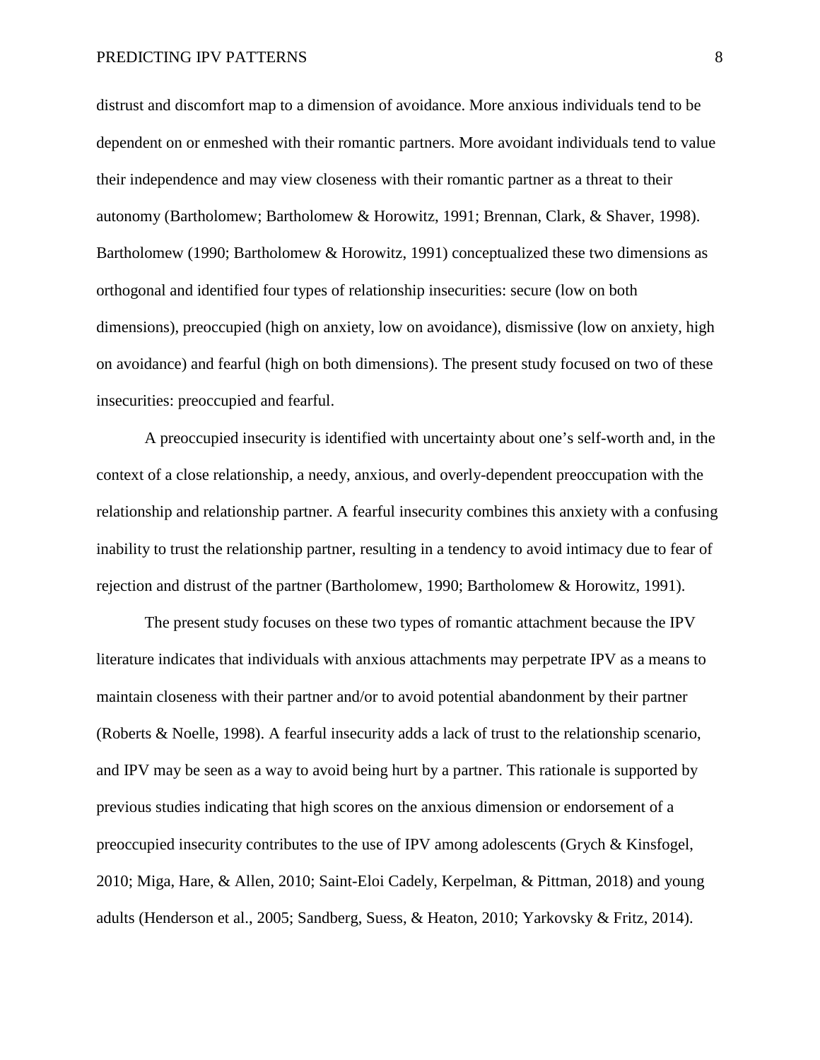distrust and discomfort map to a dimension of avoidance. More anxious individuals tend to be dependent on or enmeshed with their romantic partners. More avoidant individuals tend to value their independence and may view closeness with their romantic partner as a threat to their autonomy (Bartholomew; Bartholomew & Horowitz, 1991; Brennan, Clark, & Shaver, 1998). Bartholomew (1990; Bartholomew & Horowitz, 1991) conceptualized these two dimensions as orthogonal and identified four types of relationship insecurities: secure (low on both dimensions), preoccupied (high on anxiety, low on avoidance), dismissive (low on anxiety, high on avoidance) and fearful (high on both dimensions). The present study focused on two of these insecurities: preoccupied and fearful.

A preoccupied insecurity is identified with uncertainty about one's self-worth and, in the context of a close relationship, a needy, anxious, and overly-dependent preoccupation with the relationship and relationship partner. A fearful insecurity combines this anxiety with a confusing inability to trust the relationship partner, resulting in a tendency to avoid intimacy due to fear of rejection and distrust of the partner (Bartholomew, 1990; Bartholomew & Horowitz, 1991).

The present study focuses on these two types of romantic attachment because the IPV literature indicates that individuals with anxious attachments may perpetrate IPV as a means to maintain closeness with their partner and/or to avoid potential abandonment by their partner (Roberts & Noelle, 1998). A fearful insecurity adds a lack of trust to the relationship scenario, and IPV may be seen as a way to avoid being hurt by a partner. This rationale is supported by previous studies indicating that high scores on the anxious dimension or endorsement of a preoccupied insecurity contributes to the use of IPV among adolescents (Grych & Kinsfogel, 2010; Miga, Hare, & Allen, 2010; Saint-Eloi Cadely, Kerpelman, & Pittman, 2018) and young adults (Henderson et al., 2005; Sandberg, Suess, & Heaton, 2010; Yarkovsky & Fritz, 2014).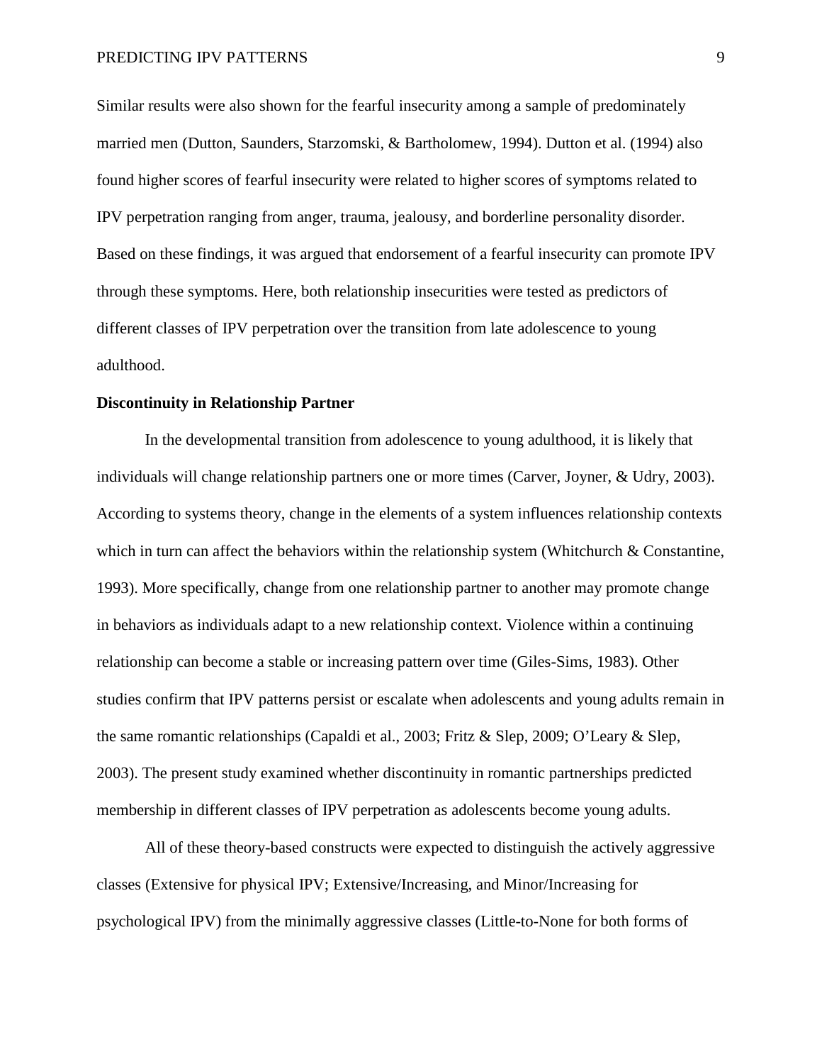Similar results were also shown for the fearful insecurity among a sample of predominately married men (Dutton, Saunders, Starzomski, & Bartholomew, 1994). Dutton et al. (1994) also found higher scores of fearful insecurity were related to higher scores of symptoms related to IPV perpetration ranging from anger, trauma, jealousy, and borderline personality disorder. Based on these findings, it was argued that endorsement of a fearful insecurity can promote IPV through these symptoms. Here, both relationship insecurities were tested as predictors of different classes of IPV perpetration over the transition from late adolescence to young adulthood.

**Discontinuity in Relationship Partner**

In the developmental transition from adolescence to young adulthood, it is likely that individuals will change relationship partners one or more times (Carver, Joyner, & Udry, 2003). According to systems theory, change in the elements of a system influences relationship contexts which in turn can affect the behaviors within the relationship system (Whitchurch & Constantine, 1993). More specifically, change from one relationship partner to another may promote change in behaviors as individuals adapt to a new relationship context. Violence within a continuing relationship can become a stable or increasing pattern over time (Giles-Sims, 1983). Other studies confirm that IPV patterns persist or escalate when adolescents and young adults remain in the same romantic relationships (Capaldi et al., 2003; Fritz & Slep, 2009; O'Leary & Slep, 2003). The present study examined whether discontinuity in romantic partnerships predicted membership in different classes of IPV perpetration as adolescents become young adults.

All of these theory-based constructs were expected to distinguish the actively aggressive classes (Extensive for physical IPV; Extensive/Increasing, and Minor/Increasing for psychological IPV) from the minimally aggressive classes (Little-to-None for both forms of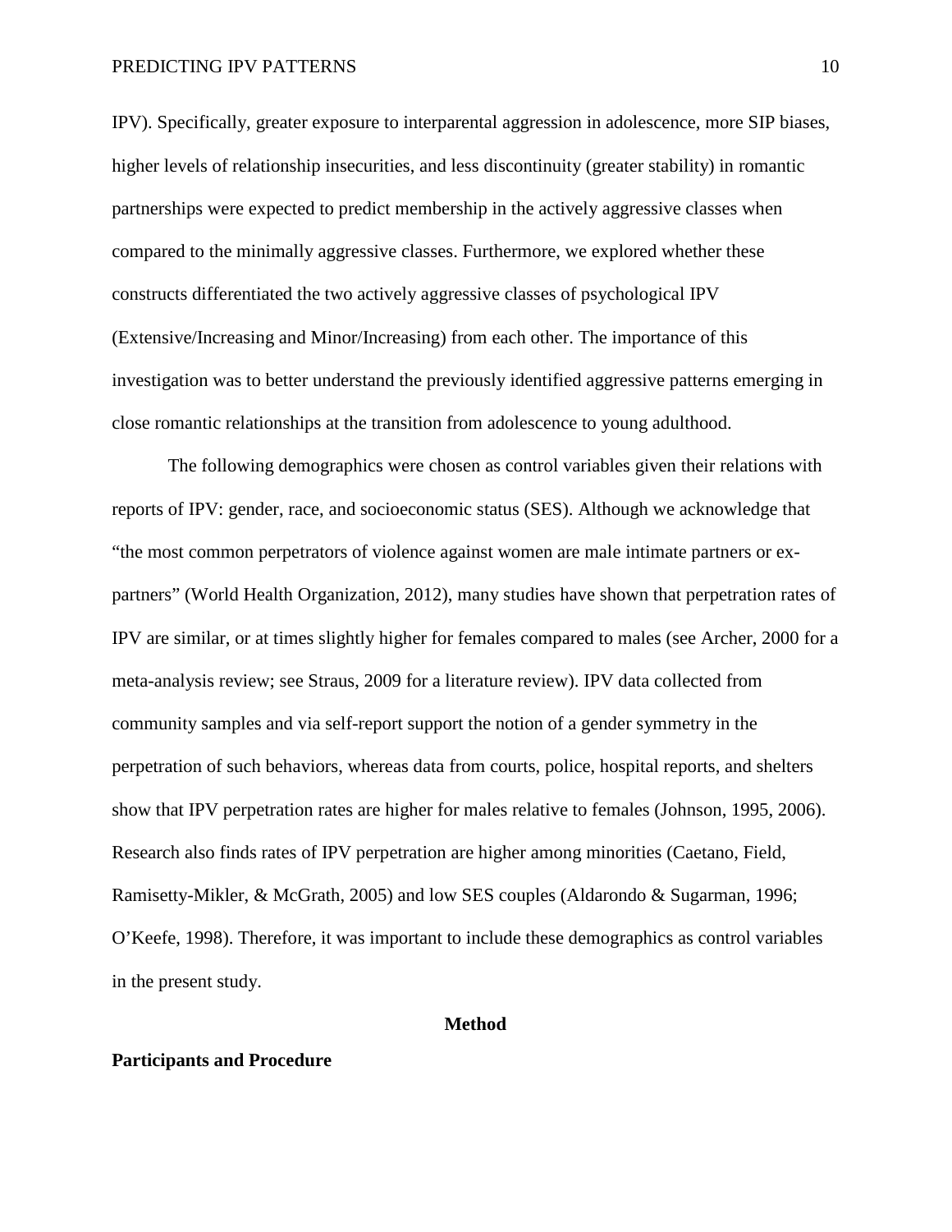IPV). Specifically, greater exposure to interparental aggression in adolescence, more SIP biases, higher levels of relationship insecurities, and less discontinuity (greater stability) in romantic partnerships were expected to predict membership in the actively aggressive classes when compared to the minimally aggressive classes. Furthermore, we explored whether these constructs differentiated the two actively aggressive classes of psychological IPV (Extensive/Increasing and Minor/Increasing) from each other. The importance of this investigation was to better understand the previously identified aggressive patterns emerging in close romantic relationships at the transition from adolescence to young adulthood.

The following demographics were chosen as control variables given their relations with reports of IPV: gender, race, and socioeconomic status (SES). Although we acknowledge that "the most common perpetrators of violence against women are male intimate partners or ex-partners" (World Health Organization, 2012), many studies have shown that perpetration rates of IPV are similar, or at times slightly higher for females compared to males (see Archer, 2000 for a meta-analysis review; see Straus, 2009 for a literature review). IPV data collected from community samples and via self-report support the notion of a gender symmetry in the perpetration of such behaviors, whereas data from courts, police, hospital reports, and shelters show that IPV perpetration rates are higher for males relative to females (Johnson, 1995, 2006). Research also finds rates of IPV perpetration are higher among minorities (Caetano, Field, Ramisetty-Mikler, & McGrath, 2005) and low SES couples (Aldarondo & Sugarman, 1996; O'Keefe, 1998). Therefore, it was important to include these demographics as control variables in the present study.

# Method

## Participants and Procedure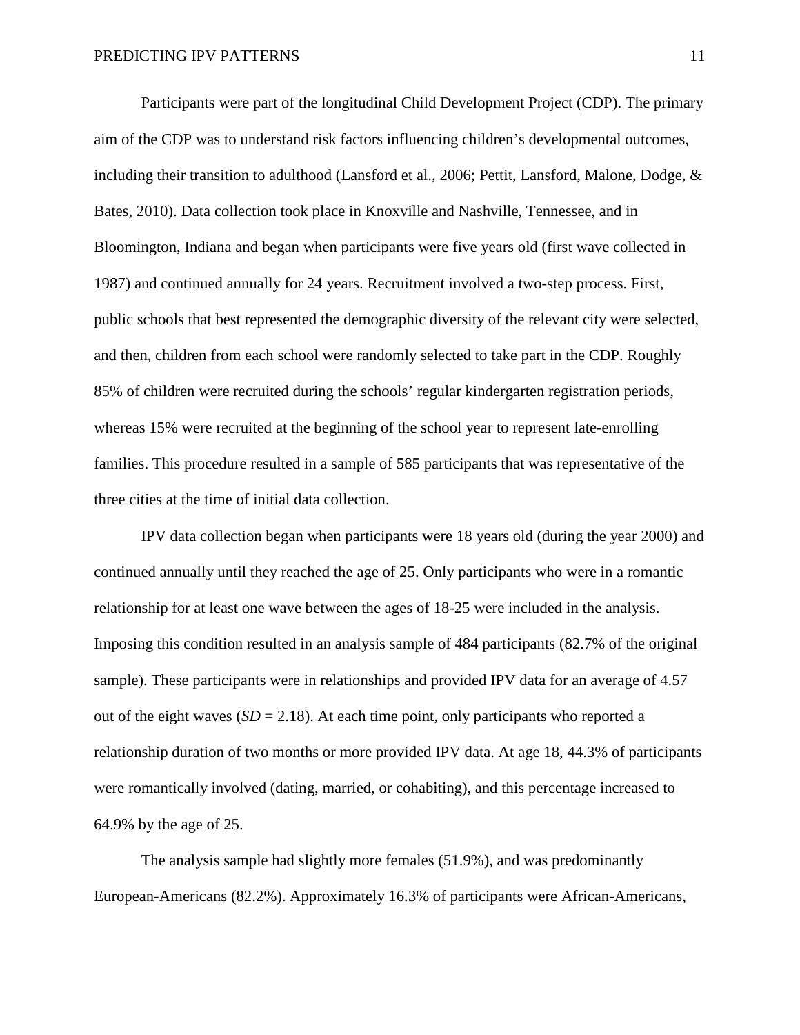Participants were part of the longitudinal Child Development Project (CDP). The primary aim of the CDP was to understand risk factors influencing children's developmental outcomes, including their transition to adulthood (Lansford et al., 2006; Pettit, Lansford, Malone, Dodge, & Bates, 2010). Data collection took place in Knoxville and Nashville, Tennessee, and in Bloomington, Indiana and began when participants were five years old (first wave collected in 1987) and continued annually for 24 years. Recruitment involved a two-step process. First, public schools that best represented the demographic diversity of the relevant city were selected, and then, children from each school were randomly selected to take part in the CDP. Roughly 85% of children were recruited during the schools' regular kindergarten registration periods, whereas 15% were recruited at the beginning of the school year to represent late-enrolling families. This procedure resulted in a sample of 585 participants that was representative of the three cities at the time of initial data collection.

IPV data collection began when participants were 18 years old (during the year 2000) and continued annually until they reached the age of 25. Only participants who were in a romantic relationship for at least one wave between the ages of 18-25 were included in the analysis. Imposing this condition resulted in an analysis sample of 484 participants (82.7% of the original sample). These participants were in relationships and provided IPV data for an average of 4.57 out of the eight waves (*SD* = 2.18). At each time point, only participants who reported a relationship duration of two months or more provided IPV data. At age 18, 44.3% of participants were romantically involved (dating, married, or cohabiting), and this percentage increased to 64.9% by the age of 25.

The analysis sample had slightly more females (51.9%), and was predominantly European-Americans (82.2%). Approximately 16.3% of participants were African-Americans,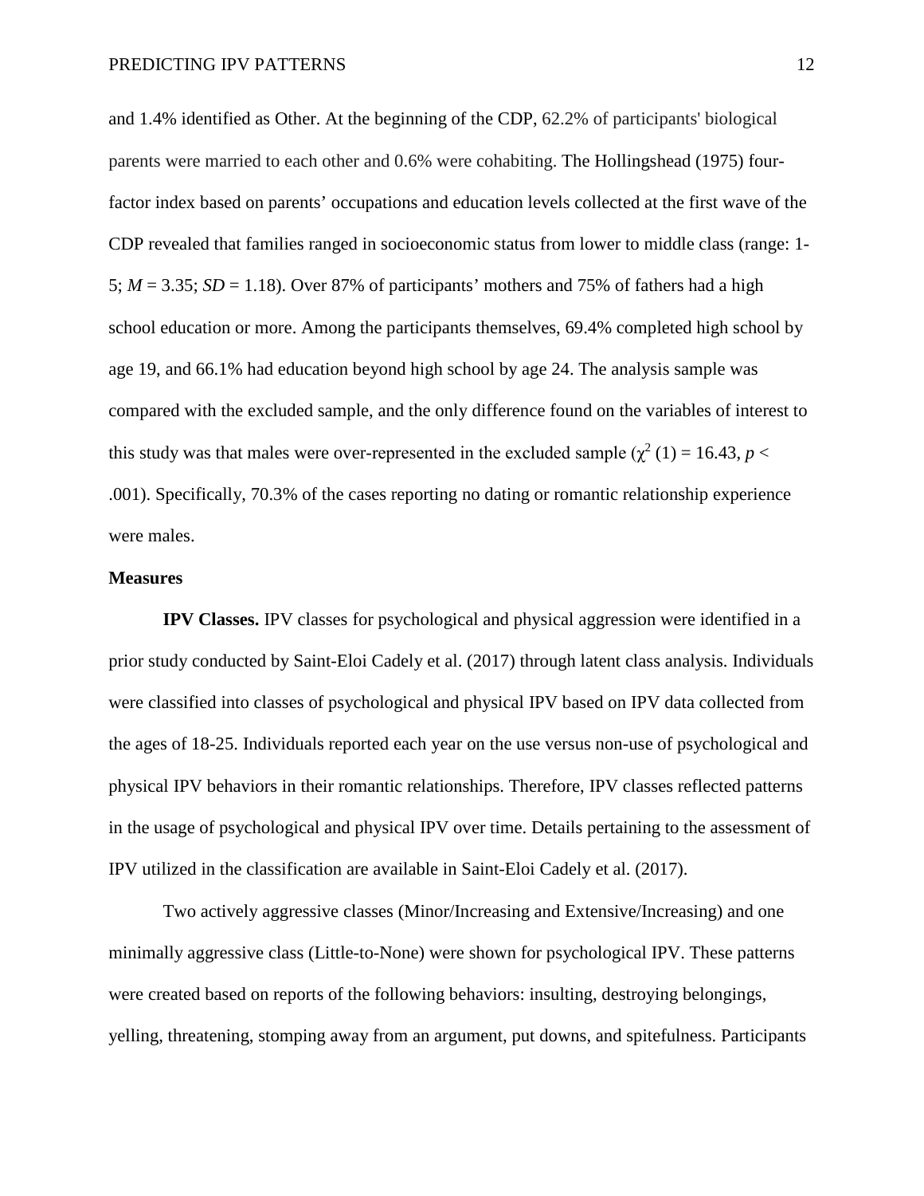and 1.4% identified as Other. At the beginning of the CDP, 62.2% of participants' biological parents were married to each other and 0.6% were cohabiting. The Hollingshead (1975) four-factor index based on parents' occupations and education levels collected at the first wave of the CDP revealed that families ranged in socioeconomic status from lower to middle class (range: 1-5; $M = 3.35$; $SD = 1.18$). Over 87% of participants' mothers and 75% of fathers had a high school education or more. Among the participants themselves, 69.4% completed high school by age 19, and 66.1% had education beyond high school by age 24. The analysis sample was compared with the excluded sample, and the only difference found on the variables of interest to this study was that males were over-represented in the excluded sample ($\chi^2$ (1) = 16.43, $p < .001$). Specifically, 70.3% of the cases reporting no dating or romantic relationship experience were males.

**Measures**

**IPV Classes.** IPV classes for psychological and physical aggression were identified in a prior study conducted by Saint-Eloi Cadely et al. (2017) through latent class analysis. Individuals were classified into classes of psychological and physical IPV based on IPV data collected from the ages of 18-25. Individuals reported each year on the use versus non-use of psychological and physical IPV behaviors in their romantic relationships. Therefore, IPV classes reflected patterns in the usage of psychological and physical IPV over time. Details pertaining to the assessment of IPV utilized in the classification are available in Saint-Eloi Cadely et al. (2017).

Two actively aggressive classes (Minor/Increasing and Extensive/Increasing) and one minimally aggressive class (Little-to-None) were shown for psychological IPV. These patterns were created based on reports of the following behaviors: insulting, destroying belongings, yelling, threatening, stomping away from an argument, put downs, and spitefulness. Participants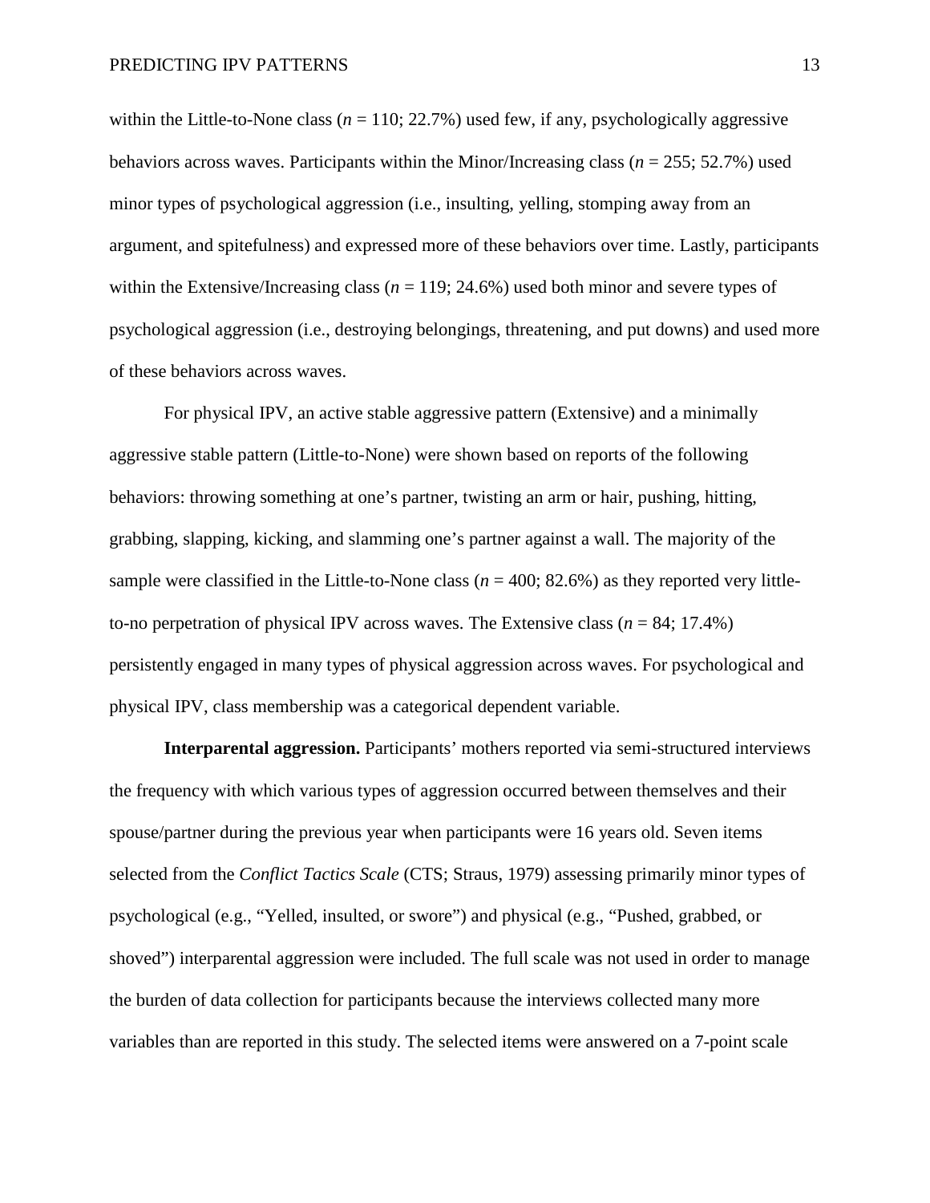within the Little-to-None class (*n* = 110; 22.7%) used few, if any, psychologically aggressive behaviors across waves. Participants within the Minor/Increasing class (*n* = 255; 52.7%) used minor types of psychological aggression (i.e., insulting, yelling, stomping away from an argument, and spitefulness) and expressed more of these behaviors over time. Lastly, participants within the Extensive/Increasing class (*n* = 119; 24.6%) used both minor and severe types of psychological aggression (i.e., destroying belongings, threatening, and put downs) and used more of these behaviors across waves.

For physical IPV, an active stable aggressive pattern (Extensive) and a minimally aggressive stable pattern (Little-to-None) were shown based on reports of the following behaviors: throwing something at one's partner, twisting an arm or hair, pushing, hitting, grabbing, slapping, kicking, and slamming one's partner against a wall. The majority of the sample were classified in the Little-to-None class (*n* = 400; 82.6%) as they reported very little-to-no perpetration of physical IPV across waves. The Extensive class (*n* = 84; 17.4%) persistently engaged in many types of physical aggression across waves. For psychological and physical IPV, class membership was a categorical dependent variable.

**Interparental aggression.** Participants' mothers reported via semi-structured interviews the frequency with which various types of aggression occurred between themselves and their spouse/partner during the previous year when participants were 16 years old. Seven items selected from the *Conflict Tactics Scale* (CTS; Straus, 1979) assessing primarily minor types of psychological (e.g., "Yelled, insulted, or swore") and physical (e.g., "Pushed, grabbed, or shoved") interparental aggression were included. The full scale was not used in order to manage the burden of data collection for participants because the interviews collected many more variables than are reported in this study. The selected items were answered on a 7-point scale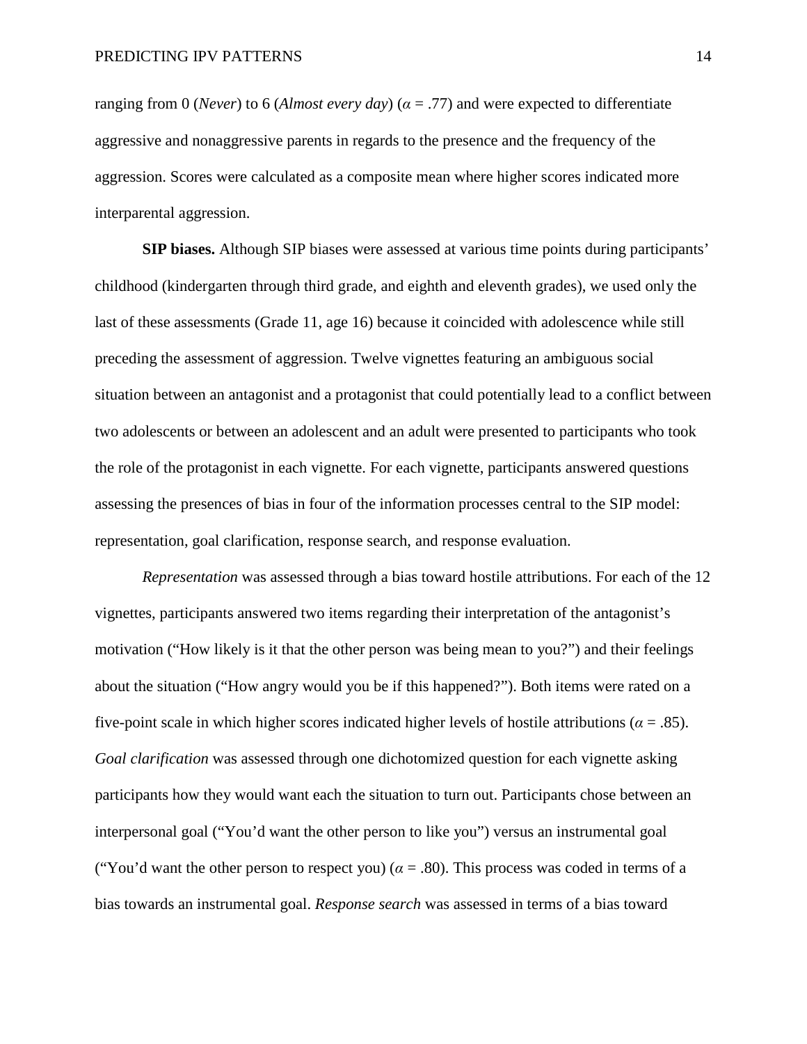ranging from 0 (*Never*) to 6 (*Almost every day*) ($\alpha$ = .77) and were expected to differentiate aggressive and nonaggressive parents in regards to the presence and the frequency of the aggression. Scores were calculated as a composite mean where higher scores indicated more interparental aggression.

**SIP biases.** Although SIP biases were assessed at various time points during participants' childhood (kindergarten through third grade, and eighth and eleventh grades), we used only the last of these assessments (Grade 11, age 16) because it coincided with adolescence while still preceding the assessment of aggression. Twelve vignettes featuring an ambiguous social situation between an antagonist and a protagonist that could potentially lead to a conflict between two adolescents or between an adolescent and an adult were presented to participants who took the role of the protagonist in each vignette. For each vignette, participants answered questions assessing the presences of bias in four of the information processes central to the SIP model: representation, goal clarification, response search, and response evaluation.

*Representation* was assessed through a bias toward hostile attributions. For each of the 12 vignettes, participants answered two items regarding their interpretation of the antagonist's motivation ("How likely is it that the other person was being mean to you?") and their feelings about the situation ("How angry would you be if this happened?"). Both items were rated on a five-point scale in which higher scores indicated higher levels of hostile attributions ($\alpha$ = .85). *Goal clarification* was assessed through one dichotomized question for each vignette asking participants how they would want each the situation to turn out. Participants chose between an interpersonal goal ("You'd want the other person to like you") versus an instrumental goal ("You'd want the other person to respect you) ($\alpha$ = .80). This process was coded in terms of a bias towards an instrumental goal. *Response search* was assessed in terms of a bias toward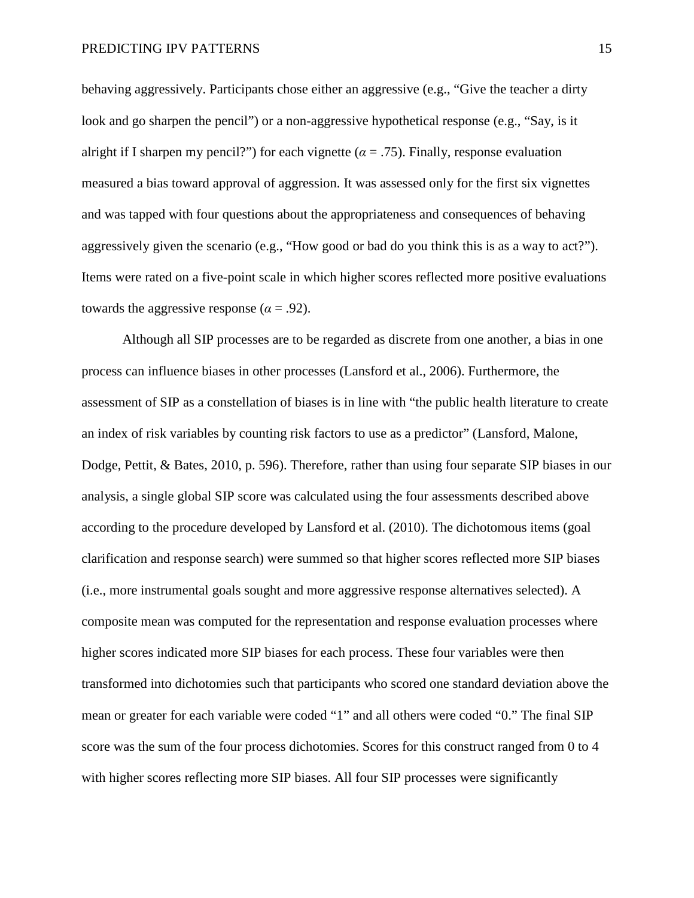behaving aggressively. Participants chose either an aggressive (e.g., "Give the teacher a dirty look and go sharpen the pencil") or a non-aggressive hypothetical response (e.g., "Say, is it alright if I sharpen my pencil?") for each vignette ($\alpha$ = .75). Finally, response evaluation measured a bias toward approval of aggression. It was assessed only for the first six vignettes and was tapped with four questions about the appropriateness and consequences of behaving aggressively given the scenario (e.g., "How good or bad do you think this is as a way to act?"). Items were rated on a five-point scale in which higher scores reflected more positive evaluations towards the aggressive response ($\alpha$ = .92).

Although all SIP processes are to be regarded as discrete from one another, a bias in one process can influence biases in other processes (Lansford et al., 2006). Furthermore, the assessment of SIP as a constellation of biases is in line with "the public health literature to create an index of risk variables by counting risk factors to use as a predictor" (Lansford, Malone, Dodge, Pettit, & Bates, 2010, p. 596). Therefore, rather than using four separate SIP biases in our analysis, a single global SIP score was calculated using the four assessments described above according to the procedure developed by Lansford et al. (2010). The dichotomous items (goal clarification and response search) were summed so that higher scores reflected more SIP biases (i.e., more instrumental goals sought and more aggressive response alternatives selected). A composite mean was computed for the representation and response evaluation processes where higher scores indicated more SIP biases for each process. These four variables were then transformed into dichotomies such that participants who scored one standard deviation above the mean or greater for each variable were coded "1" and all others were coded "0." The final SIP score was the sum of the four process dichotomies. Scores for this construct ranged from 0 to 4 with higher scores reflecting more SIP biases. All four SIP processes were significantly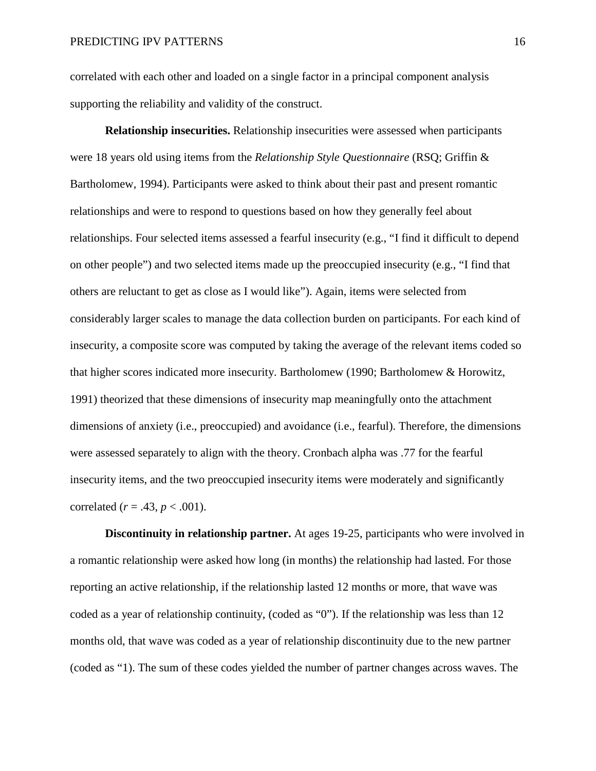correlated with each other and loaded on a single factor in a principal component analysis supporting the reliability and validity of the construct.

**Relationship insecurities.** Relationship insecurities were assessed when participants were 18 years old using items from the *Relationship Style Questionnaire* (RSQ; Griffin & Bartholomew, 1994). Participants were asked to think about their past and present romantic relationships and were to respond to questions based on how they generally feel about relationships. Four selected items assessed a fearful insecurity (e.g., "I find it difficult to depend on other people") and two selected items made up the preoccupied insecurity (e.g., "I find that others are reluctant to get as close as I would like"). Again, items were selected from considerably larger scales to manage the data collection burden on participants. For each kind of insecurity, a composite score was computed by taking the average of the relevant items coded so that higher scores indicated more insecurity. Bartholomew (1990; Bartholomew & Horowitz, 1991) theorized that these dimensions of insecurity map meaningfully onto the attachment dimensions of anxiety (i.e., preoccupied) and avoidance (i.e., fearful). Therefore, the dimensions were assessed separately to align with the theory. Cronbach alpha was .77 for the fearful insecurity items, and the two preoccupied insecurity items were moderately and significantly correlated ($r = .43$, $p < .001$).

**Discontinuity in relationship partner.** At ages 19-25, participants who were involved in a romantic relationship were asked how long (in months) the relationship had lasted. For those reporting an active relationship, if the relationship lasted 12 months or more, that wave was coded as a year of relationship continuity, (coded as "0"). If the relationship was less than 12 months old, that wave was coded as a year of relationship discontinuity due to the new partner (coded as "1). The sum of these codes yielded the number of partner changes across waves. The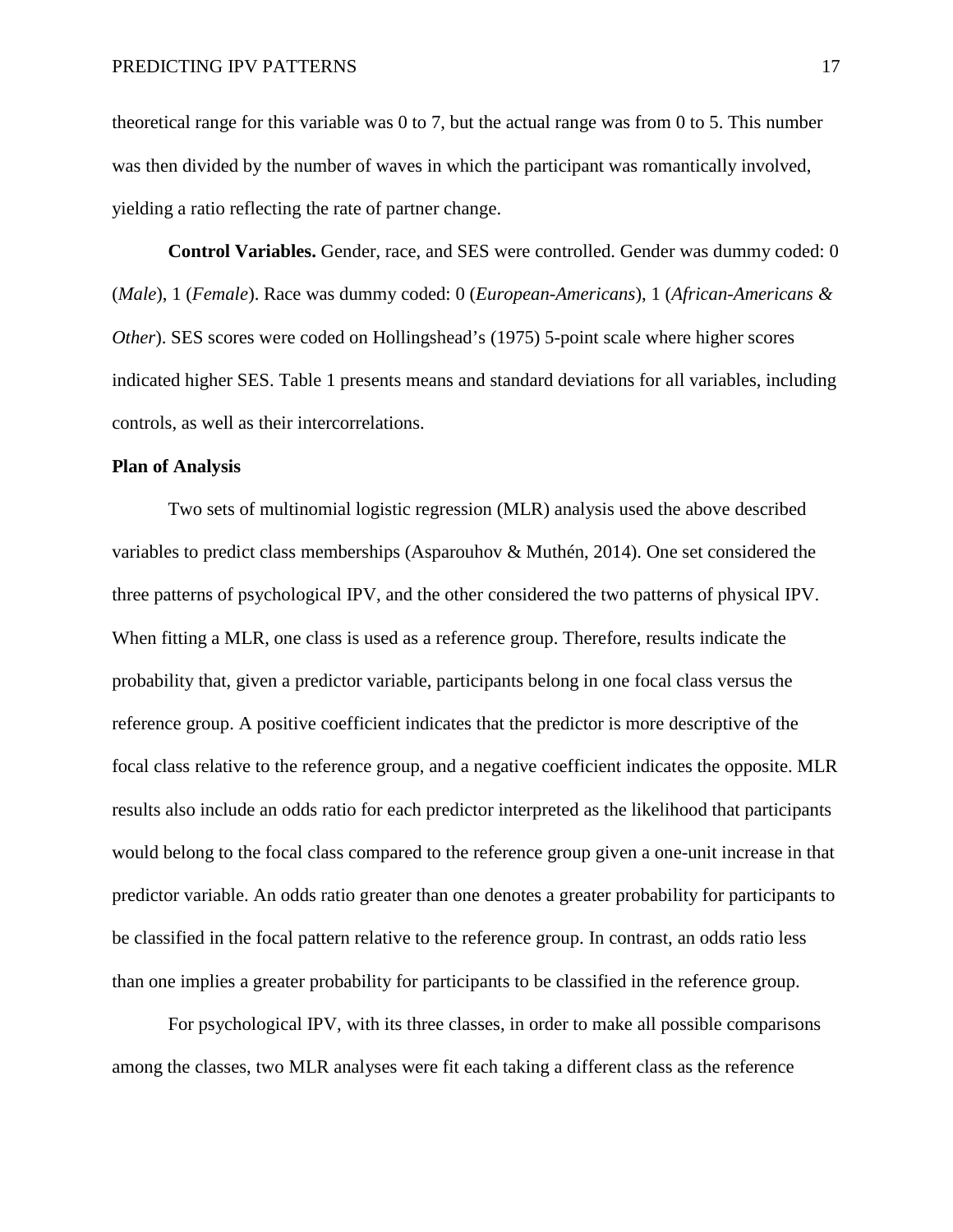theoretical range for this variable was 0 to 7, but the actual range was from 0 to 5. This number was then divided by the number of waves in which the participant was romantically involved, yielding a ratio reflecting the rate of partner change.

**Control Variables.** Gender, race, and SES were controlled. Gender was dummy coded: 0 (*Male*), 1 (*Female*). Race was dummy coded: 0 (*European-Americans*), 1 (*African-Americans & Other*). SES scores were coded on Hollingshead's (1975) 5-point scale where higher scores indicated higher SES. Table 1 presents means and standard deviations for all variables, including controls, as well as their intercorrelations.

**Plan of Analysis**

Two sets of multinomial logistic regression (MLR) analysis used the above described variables to predict class memberships (Asparouhov & Muthén, 2014). One set considered the three patterns of psychological IPV, and the other considered the two patterns of physical IPV. When fitting a MLR, one class is used as a reference group. Therefore, results indicate the probability that, given a predictor variable, participants belong in one focal class versus the reference group. A positive coefficient indicates that the predictor is more descriptive of the focal class relative to the reference group, and a negative coefficient indicates the opposite. MLR results also include an odds ratio for each predictor interpreted as the likelihood that participants would belong to the focal class compared to the reference group given a one-unit increase in that predictor variable. An odds ratio greater than one denotes a greater probability for participants to be classified in the focal pattern relative to the reference group. In contrast, an odds ratio less than one implies a greater probability for participants to be classified in the reference group.

For psychological IPV, with its three classes, in order to make all possible comparisons among the classes, two MLR analyses were fit each taking a different class as the reference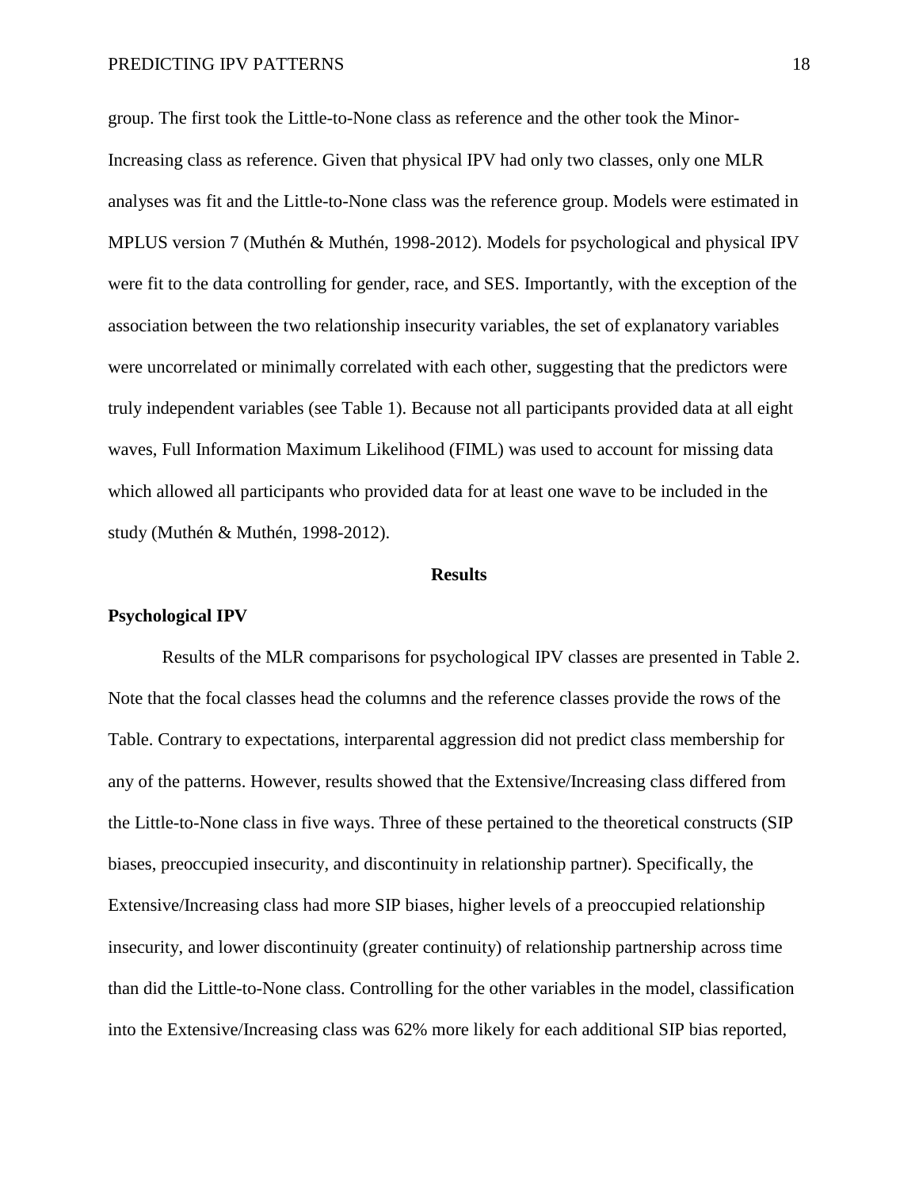group. The first took the Little-to-None class as reference and the other took the Minor-Increasing class as reference. Given that physical IPV had only two classes, only one MLR analyses was fit and the Little-to-None class was the reference group. Models were estimated in MPLUS version 7 (Muthén & Muthén, 1998-2012). Models for psychological and physical IPV were fit to the data controlling for gender, race, and SES. Importantly, with the exception of the association between the two relationship insecurity variables, the set of explanatory variables were uncorrelated or minimally correlated with each other, suggesting that the predictors were truly independent variables (see Table 1). Because not all participants provided data at all eight waves, Full Information Maximum Likelihood (FIML) was used to account for missing data which allowed all participants who provided data for at least one wave to be included in the study (Muthén & Muthén, 1998-2012).

## Results

### Psychological IPV

Results of the MLR comparisons for psychological IPV classes are presented in Table 2. Note that the focal classes head the columns and the reference classes provide the rows of the Table. Contrary to expectations, interparental aggression did not predict class membership for any of the patterns. However, results showed that the Extensive/Increasing class differed from the Little-to-None class in five ways. Three of these pertained to the theoretical constructs (SIP biases, preoccupied insecurity, and discontinuity in relationship partner). Specifically, the Extensive/Increasing class had more SIP biases, higher levels of a preoccupied relationship insecurity, and lower discontinuity (greater continuity) of relationship partnership across time than did the Little-to-None class. Controlling for the other variables in the model, classification into the Extensive/Increasing class was 62% more likely for each additional SIP bias reported,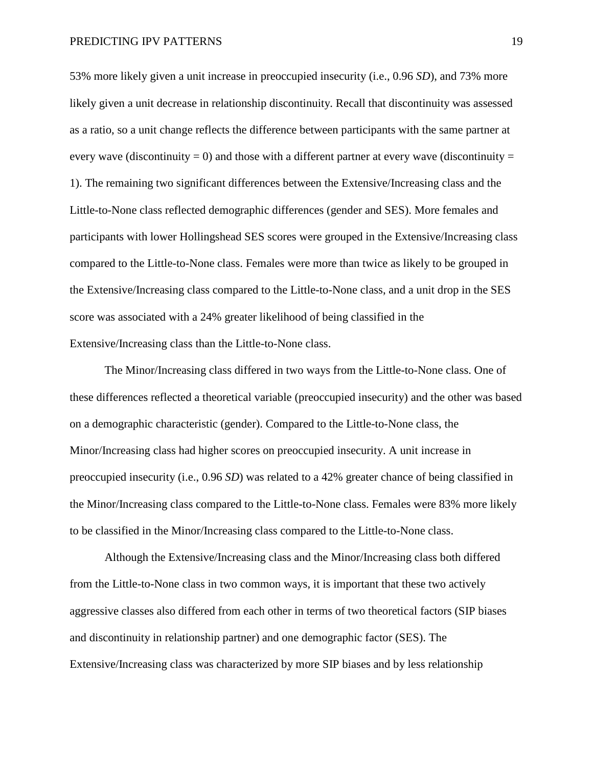53% more likely given a unit increase in preoccupied insecurity (i.e., 0.96 *SD*), and 73% more likely given a unit decrease in relationship discontinuity. Recall that discontinuity was assessed as a ratio, so a unit change reflects the difference between participants with the same partner at every wave (discontinuity = 0) and those with a different partner at every wave (discontinuity = 1). The remaining two significant differences between the Extensive/Increasing class and the Little-to-None class reflected demographic differences (gender and SES). More females and participants with lower Hollingshead SES scores were grouped in the Extensive/Increasing class compared to the Little-to-None class. Females were more than twice as likely to be grouped in the Extensive/Increasing class compared to the Little-to-None class, and a unit drop in the SES score was associated with a 24% greater likelihood of being classified in the Extensive/Increasing class than the Little-to-None class.

The Minor/Increasing class differed in two ways from the Little-to-None class. One of these differences reflected a theoretical variable (preoccupied insecurity) and the other was based on a demographic characteristic (gender). Compared to the Little-to-None class, the Minor/Increasing class had higher scores on preoccupied insecurity. A unit increase in preoccupied insecurity (i.e., 0.96 *SD*) was related to a 42% greater chance of being classified in the Minor/Increasing class compared to the Little-to-None class. Females were 83% more likely to be classified in the Minor/Increasing class compared to the Little-to-None class.

Although the Extensive/Increasing class and the Minor/Increasing class both differed from the Little-to-None class in two common ways, it is important that these two actively aggressive classes also differed from each other in terms of two theoretical factors (SIP biases and discontinuity in relationship partner) and one demographic factor (SES). The Extensive/Increasing class was characterized by more SIP biases and by less relationship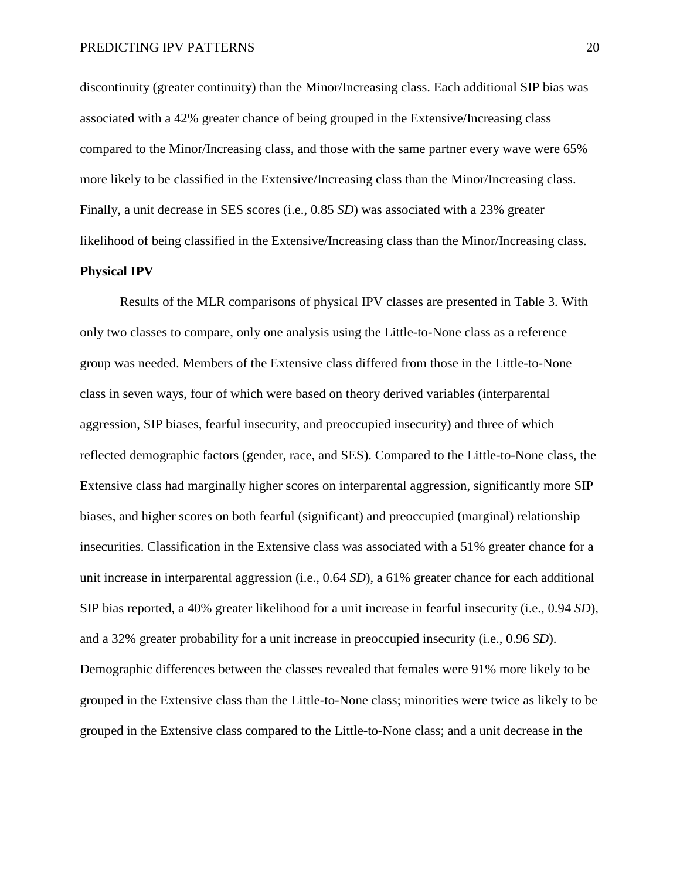discontinuity (greater continuity) than the Minor/Increasing class. Each additional SIP bias was associated with a 42% greater chance of being grouped in the Extensive/Increasing class compared to the Minor/Increasing class, and those with the same partner every wave were 65% more likely to be classified in the Extensive/Increasing class than the Minor/Increasing class. Finally, a unit decrease in SES scores (i.e., 0.85 *SD*) was associated with a 23% greater likelihood of being classified in the Extensive/Increasing class than the Minor/Increasing class.

**Physical IPV**

Results of the MLR comparisons of physical IPV classes are presented in Table 3. With only two classes to compare, only one analysis using the Little-to-None class as a reference group was needed. Members of the Extensive class differed from those in the Little-to-None class in seven ways, four of which were based on theory derived variables (interparental aggression, SIP biases, fearful insecurity, and preoccupied insecurity) and three of which reflected demographic factors (gender, race, and SES). Compared to the Little-to-None class, the Extensive class had marginally higher scores on interparental aggression, significantly more SIP biases, and higher scores on both fearful (significant) and preoccupied (marginal) relationship insecurities. Classification in the Extensive class was associated with a 51% greater chance for a unit increase in interparental aggression (i.e., 0.64 *SD*), a 61% greater chance for each additional SIP bias reported, a 40% greater likelihood for a unit increase in fearful insecurity (i.e., 0.94 *SD*), and a 32% greater probability for a unit increase in preoccupied insecurity (i.e., 0.96 *SD*). Demographic differences between the classes revealed that females were 91% more likely to be grouped in the Extensive class than the Little-to-None class; minorities were twice as likely to be grouped in the Extensive class compared to the Little-to-None class; and a unit decrease in the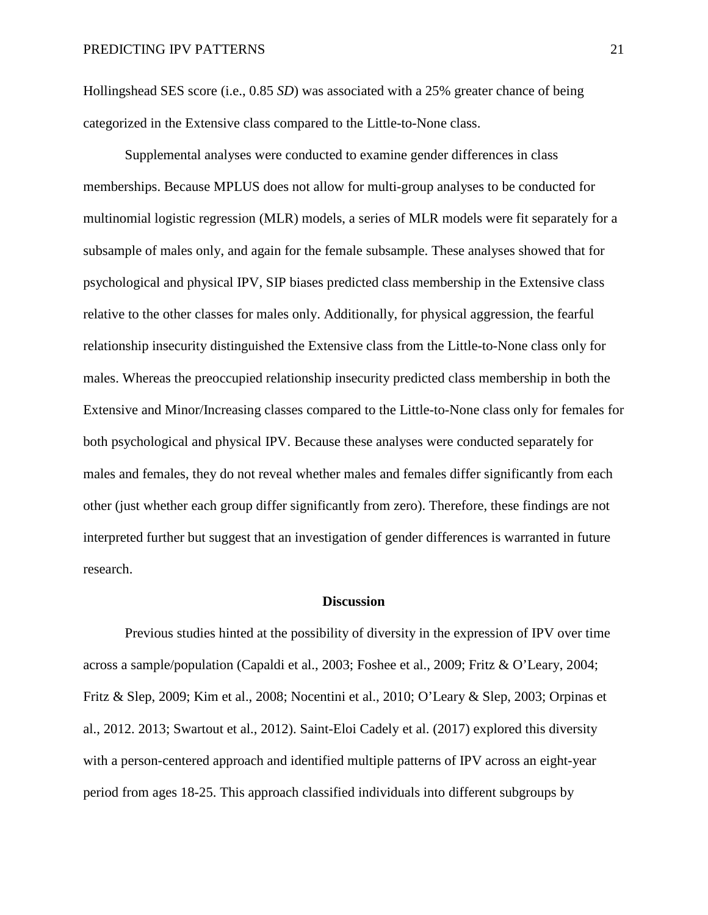Hollingshead SES score (i.e., 0.85 *SD*) was associated with a 25% greater chance of being categorized in the Extensive class compared to the Little-to-None class.

Supplemental analyses were conducted to examine gender differences in class memberships. Because MPLUS does not allow for multi-group analyses to be conducted for multinomial logistic regression (MLR) models, a series of MLR models were fit separately for a subsample of males only, and again for the female subsample. These analyses showed that for psychological and physical IPV, SIP biases predicted class membership in the Extensive class relative to the other classes for males only. Additionally, for physical aggression, the fearful relationship insecurity distinguished the Extensive class from the Little-to-None class only for males. Whereas the preoccupied relationship insecurity predicted class membership in both the Extensive and Minor/Increasing classes compared to the Little-to-None class only for females for both psychological and physical IPV. Because these analyses were conducted separately for males and females, they do not reveal whether males and females differ significantly from each other (just whether each group differ significantly from zero). Therefore, these findings are not interpreted further but suggest that an investigation of gender differences is warranted in future research.

## Discussion

Previous studies hinted at the possibility of diversity in the expression of IPV over time across a sample/population (Capaldi et al., 2003; Foshee et al., 2009; Fritz & O'Leary, 2004; Fritz & Slep, 2009; Kim et al., 2008; Nocentini et al., 2010; O'Leary & Slep, 2003; Orpinas et al., 2012. 2013; Swartout et al., 2012). Saint-Eloi Cadely et al. (2017) explored this diversity with a person-centered approach and identified multiple patterns of IPV across an eight-year period from ages 18-25. This approach classified individuals into different subgroups by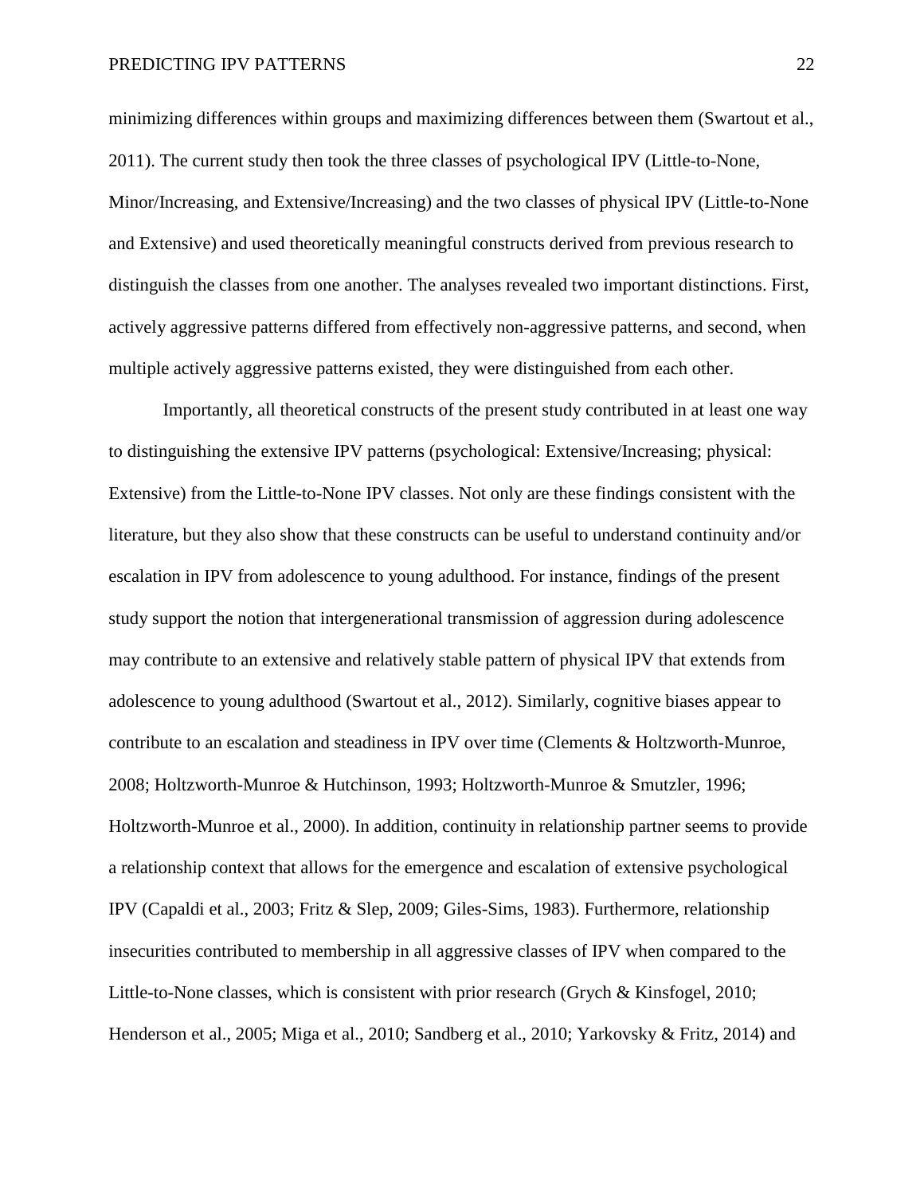minimizing differences within groups and maximizing differences between them (Swartout et al., 2011). The current study then took the three classes of psychological IPV (Little-to-None, Minor/Increasing, and Extensive/Increasing) and the two classes of physical IPV (Little-to-None and Extensive) and used theoretically meaningful constructs derived from previous research to distinguish the classes from one another. The analyses revealed two important distinctions. First, actively aggressive patterns differed from effectively non-aggressive patterns, and second, when multiple actively aggressive patterns existed, they were distinguished from each other.

Importantly, all theoretical constructs of the present study contributed in at least one way to distinguishing the extensive IPV patterns (psychological: Extensive/Increasing; physical: Extensive) from the Little-to-None IPV classes. Not only are these findings consistent with the literature, but they also show that these constructs can be useful to understand continuity and/or escalation in IPV from adolescence to young adulthood. For instance, findings of the present study support the notion that intergenerational transmission of aggression during adolescence may contribute to an extensive and relatively stable pattern of physical IPV that extends from adolescence to young adulthood (Swartout et al., 2012). Similarly, cognitive biases appear to contribute to an escalation and steadiness in IPV over time (Clements & Holtzworth-Munroe, 2008; Holtzworth-Munroe & Hutchinson, 1993; Holtzworth-Munroe & Smutzler, 1996; Holtzworth-Munroe et al., 2000). In addition, continuity in relationship partner seems to provide a relationship context that allows for the emergence and escalation of extensive psychological IPV (Capaldi et al., 2003; Fritz & Slep, 2009; Giles-Sims, 1983). Furthermore, relationship insecurities contributed to membership in all aggressive classes of IPV when compared to the Little-to-None classes, which is consistent with prior research (Grych & Kinsfogel, 2010; Henderson et al., 2005; Miga et al., 2010; Sandberg et al., 2010; Yarkovsky & Fritz, 2014) and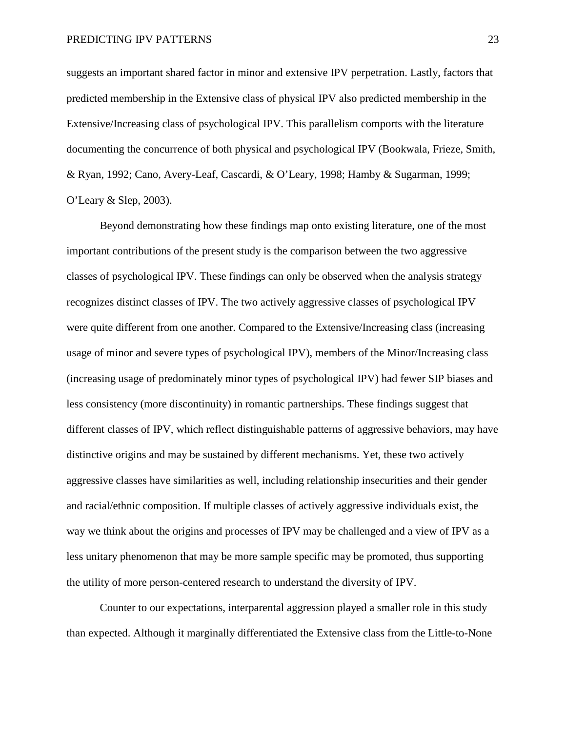suggests an important shared factor in minor and extensive IPV perpetration. Lastly, factors that predicted membership in the Extensive class of physical IPV also predicted membership in the Extensive/Increasing class of psychological IPV. This parallelism comports with the literature documenting the concurrence of both physical and psychological IPV (Bookwala, Frieze, Smith, & Ryan, 1992; Cano, Avery-Leaf, Cascardi, & O'Leary, 1998; Hamby & Sugarman, 1999; O'Leary & Slep, 2003).

Beyond demonstrating how these findings map onto existing literature, one of the most important contributions of the present study is the comparison between the two aggressive classes of psychological IPV. These findings can only be observed when the analysis strategy recognizes distinct classes of IPV. The two actively aggressive classes of psychological IPV were quite different from one another. Compared to the Extensive/Increasing class (increasing usage of minor and severe types of psychological IPV), members of the Minor/Increasing class (increasing usage of predominately minor types of psychological IPV) had fewer SIP biases and less consistency (more discontinuity) in romantic partnerships. These findings suggest that different classes of IPV, which reflect distinguishable patterns of aggressive behaviors, may have distinctive origins and may be sustained by different mechanisms. Yet, these two actively aggressive classes have similarities as well, including relationship insecurities and their gender and racial/ethnic composition. If multiple classes of actively aggressive individuals exist, the way we think about the origins and processes of IPV may be challenged and a view of IPV as a less unitary phenomenon that may be more sample specific may be promoted, thus supporting the utility of more person-centered research to understand the diversity of IPV.

Counter to our expectations, interparental aggression played a smaller role in this study than expected. Although it marginally differentiated the Extensive class from the Little-to-None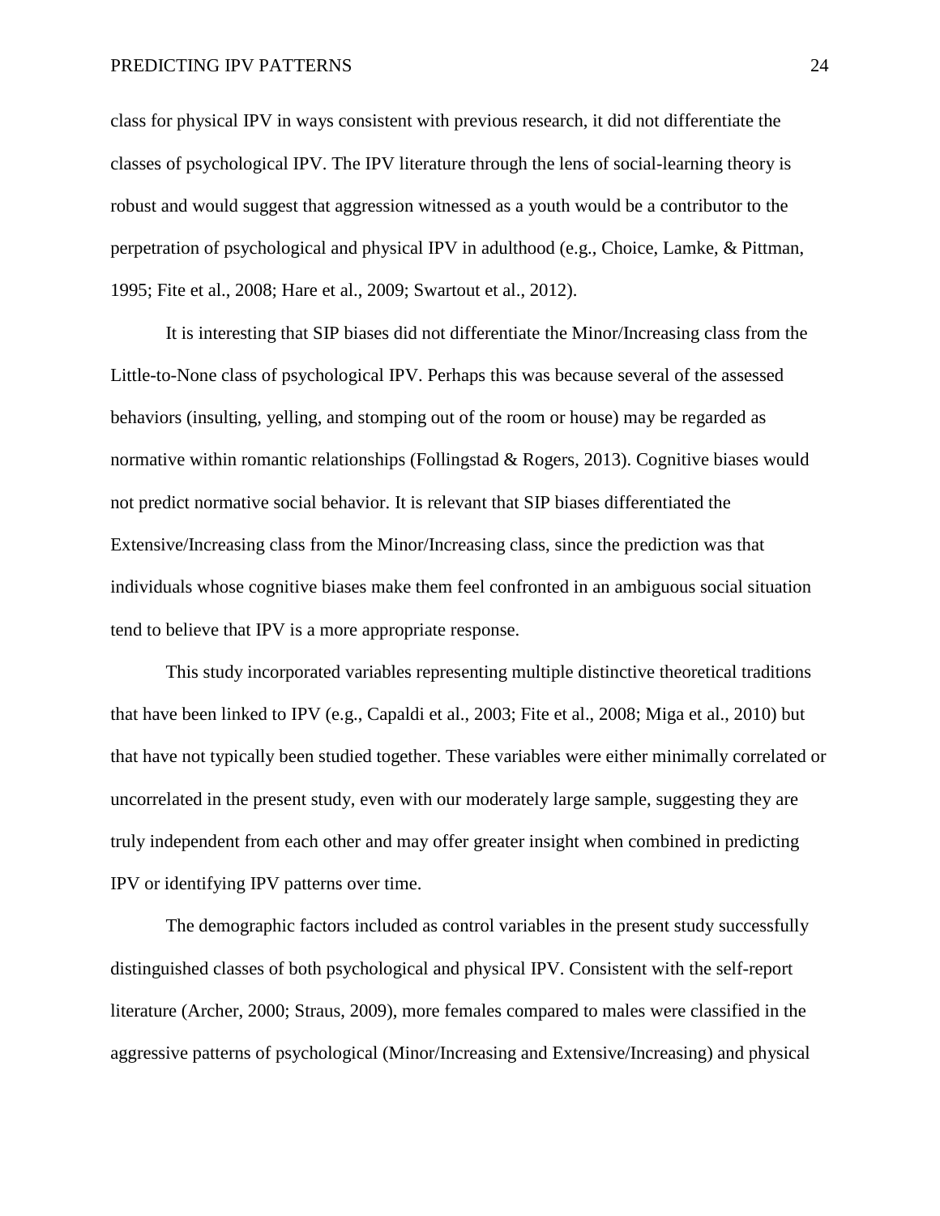class for physical IPV in ways consistent with previous research, it did not differentiate the classes of psychological IPV. The IPV literature through the lens of social-learning theory is robust and would suggest that aggression witnessed as a youth would be a contributor to the perpetration of psychological and physical IPV in adulthood (e.g., Choice, Lamke, & Pittman, 1995; Fite et al., 2008; Hare et al., 2009; Swartout et al., 2012).

It is interesting that SIP biases did not differentiate the Minor/Increasing class from the Little-to-None class of psychological IPV. Perhaps this was because several of the assessed behaviors (insulting, yelling, and stomping out of the room or house) may be regarded as normative within romantic relationships (Follingstad & Rogers, 2013). Cognitive biases would not predict normative social behavior. It is relevant that SIP biases differentiated the Extensive/Increasing class from the Minor/Increasing class, since the prediction was that individuals whose cognitive biases make them feel confronted in an ambiguous social situation tend to believe that IPV is a more appropriate response.

This study incorporated variables representing multiple distinctive theoretical traditions that have been linked to IPV (e.g., Capaldi et al., 2003; Fite et al., 2008; Miga et al., 2010) but that have not typically been studied together. These variables were either minimally correlated or uncorrelated in the present study, even with our moderately large sample, suggesting they are truly independent from each other and may offer greater insight when combined in predicting IPV or identifying IPV patterns over time.

The demographic factors included as control variables in the present study successfully distinguished classes of both psychological and physical IPV. Consistent with the self-report literature (Archer, 2000; Straus, 2009), more females compared to males were classified in the aggressive patterns of psychological (Minor/Increasing and Extensive/Increasing) and physical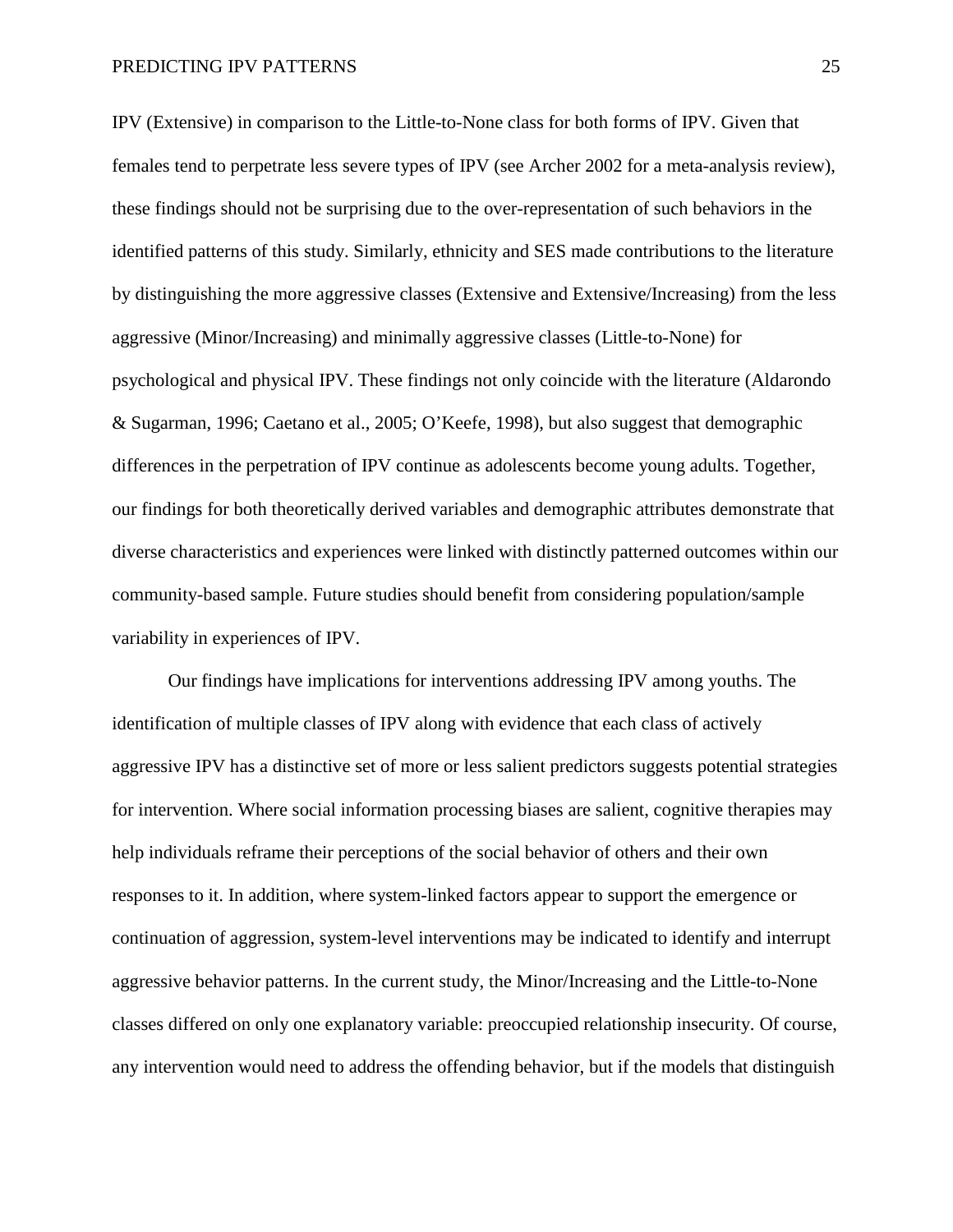IPV (Extensive) in comparison to the Little-to-None class for both forms of IPV. Given that females tend to perpetrate less severe types of IPV (see Archer 2002 for a meta-analysis review), these findings should not be surprising due to the over-representation of such behaviors in the identified patterns of this study. Similarly, ethnicity and SES made contributions to the literature by distinguishing the more aggressive classes (Extensive and Extensive/Increasing) from the less aggressive (Minor/Increasing) and minimally aggressive classes (Little-to-None) for psychological and physical IPV. These findings not only coincide with the literature (Aldarondo & Sugarman, 1996; Caetano et al., 2005; O'Keefe, 1998), but also suggest that demographic differences in the perpetration of IPV continue as adolescents become young adults. Together, our findings for both theoretically derived variables and demographic attributes demonstrate that diverse characteristics and experiences were linked with distinctly patterned outcomes within our community-based sample. Future studies should benefit from considering population/sample variability in experiences of IPV.

Our findings have implications for interventions addressing IPV among youths. The identification of multiple classes of IPV along with evidence that each class of actively aggressive IPV has a distinctive set of more or less salient predictors suggests potential strategies for intervention. Where social information processing biases are salient, cognitive therapies may help individuals reframe their perceptions of the social behavior of others and their own responses to it. In addition, where system-linked factors appear to support the emergence or continuation of aggression, system-level interventions may be indicated to identify and interrupt aggressive behavior patterns. In the current study, the Minor/Increasing and the Little-to-None classes differed on only one explanatory variable: preoccupied relationship insecurity. Of course, any intervention would need to address the offending behavior, but if the models that distinguish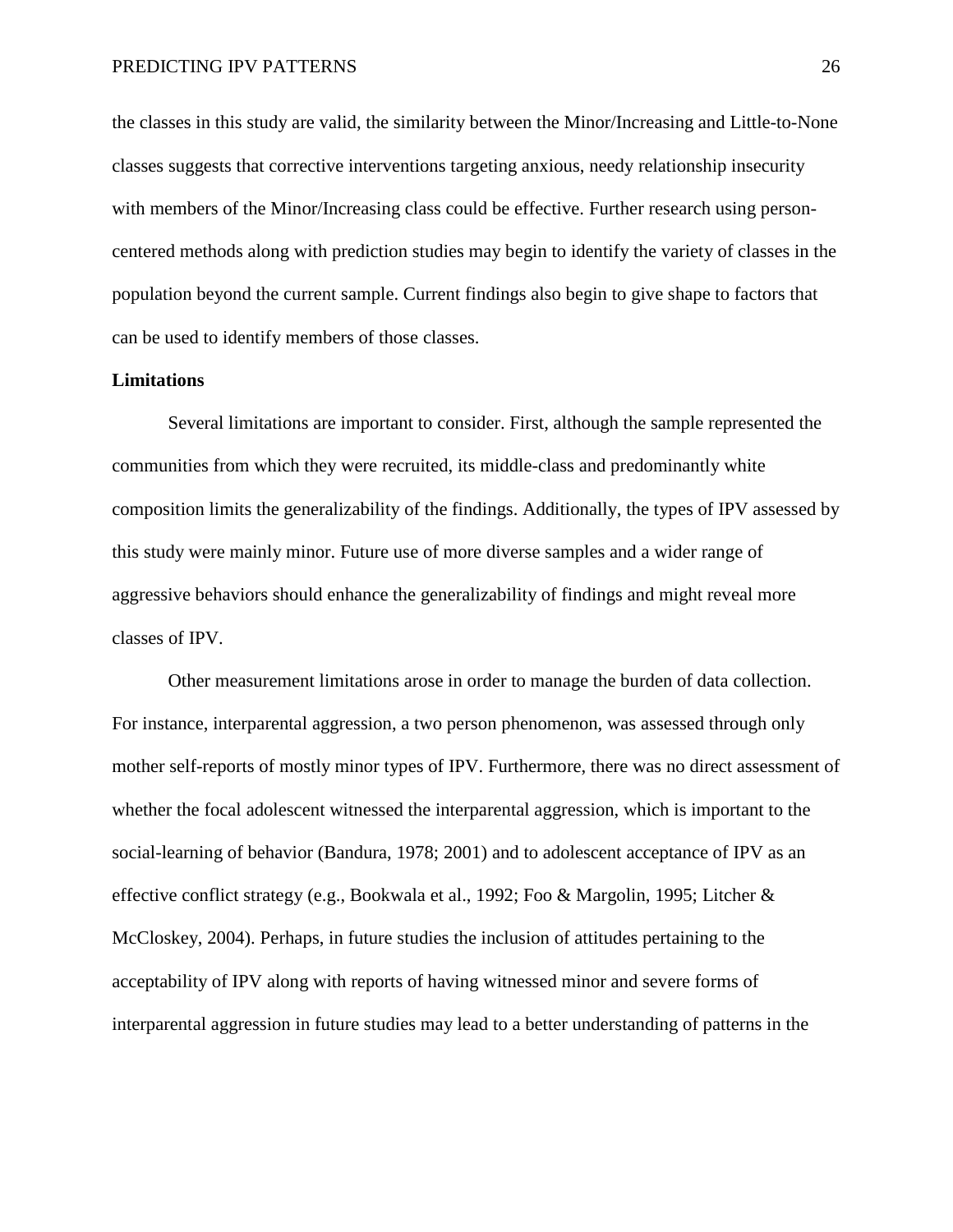the classes in this study are valid, the similarity between the Minor/Increasing and Little-to-None classes suggests that corrective interventions targeting anxious, needy relationship insecurity with members of the Minor/Increasing class could be effective. Further research using person-centered methods along with prediction studies may begin to identify the variety of classes in the population beyond the current sample. Current findings also begin to give shape to factors that can be used to identify members of those classes.

## Limitations

Several limitations are important to consider. First, although the sample represented the communities from which they were recruited, its middle-class and predominantly white composition limits the generalizability of the findings. Additionally, the types of IPV assessed by this study were mainly minor. Future use of more diverse samples and a wider range of aggressive behaviors should enhance the generalizability of findings and might reveal more classes of IPV.

Other measurement limitations arose in order to manage the burden of data collection. For instance, interparental aggression, a two person phenomenon, was assessed through only mother self-reports of mostly minor types of IPV. Furthermore, there was no direct assessment of whether the focal adolescent witnessed the interparental aggression, which is important to the social-learning of behavior (Bandura, 1978; 2001) and to adolescent acceptance of IPV as an effective conflict strategy (e.g., Bookwala et al., 1992; Foo & Margolin, 1995; Litcher & McCloskey, 2004). Perhaps, in future studies the inclusion of attitudes pertaining to the acceptability of IPV along with reports of having witnessed minor and severe forms of interparental aggression in future studies may lead to a better understanding of patterns in the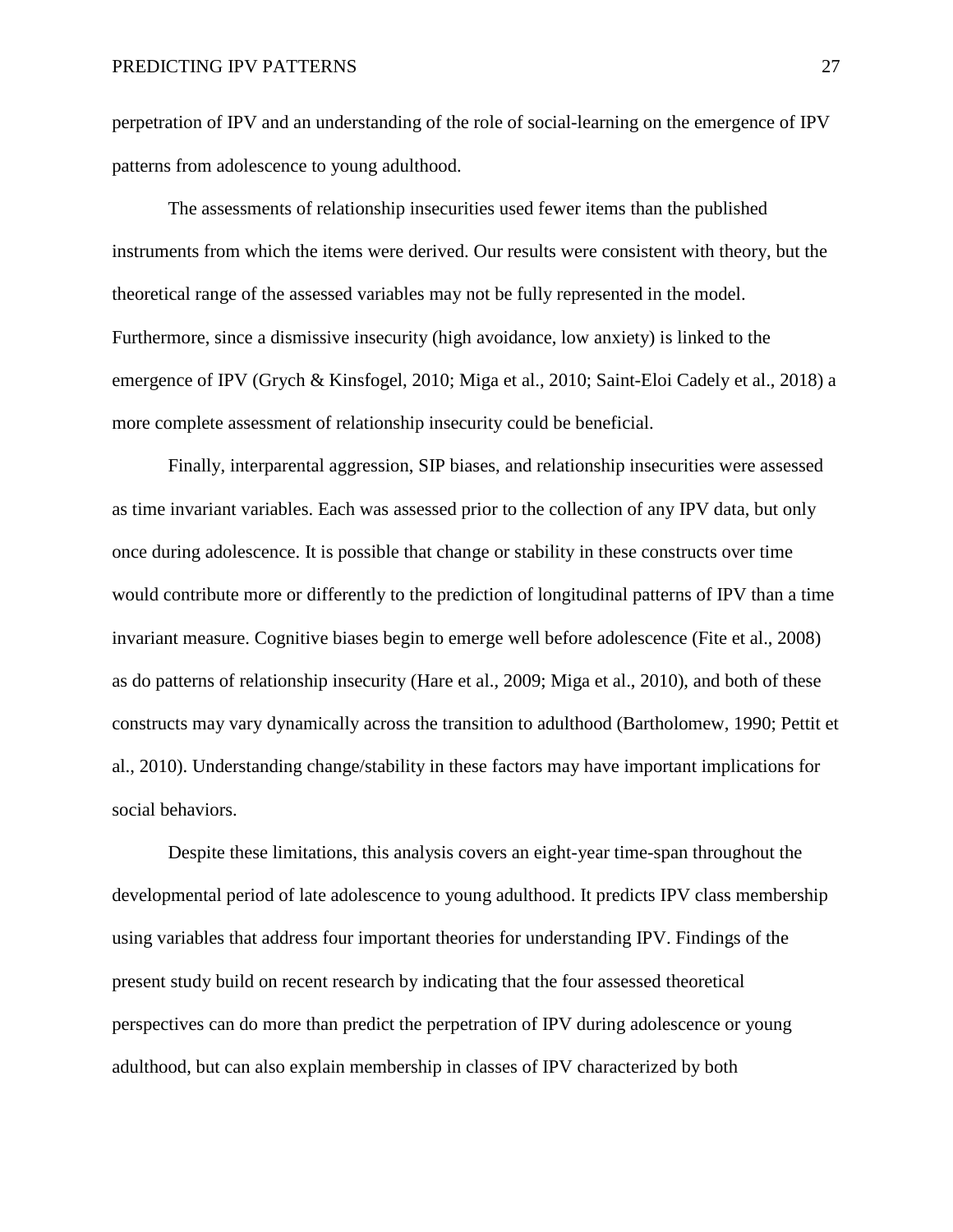perpetration of IPV and an understanding of the role of social-learning on the emergence of IPV patterns from adolescence to young adulthood.

The assessments of relationship insecurities used fewer items than the published instruments from which the items were derived. Our results were consistent with theory, but the theoretical range of the assessed variables may not be fully represented in the model. Furthermore, since a dismissive insecurity (high avoidance, low anxiety) is linked to the emergence of IPV (Grych & Kinsfogel, 2010; Miga et al., 2010; Saint-Eloi Cadely et al., 2018) a more complete assessment of relationship insecurity could be beneficial.

Finally, interparental aggression, SIP biases, and relationship insecurities were assessed as time invariant variables. Each was assessed prior to the collection of any IPV data, but only once during adolescence. It is possible that change or stability in these constructs over time would contribute more or differently to the prediction of longitudinal patterns of IPV than a time invariant measure. Cognitive biases begin to emerge well before adolescence (Fite et al., 2008) as do patterns of relationship insecurity (Hare et al., 2009; Miga et al., 2010), and both of these constructs may vary dynamically across the transition to adulthood (Bartholomew, 1990; Pettit et al., 2010). Understanding change/stability in these factors may have important implications for social behaviors.

Despite these limitations, this analysis covers an eight-year time-span throughout the developmental period of late adolescence to young adulthood. It predicts IPV class membership using variables that address four important theories for understanding IPV. Findings of the present study build on recent research by indicating that the four assessed theoretical perspectives can do more than predict the perpetration of IPV during adolescence or young adulthood, but can also explain membership in classes of IPV characterized by both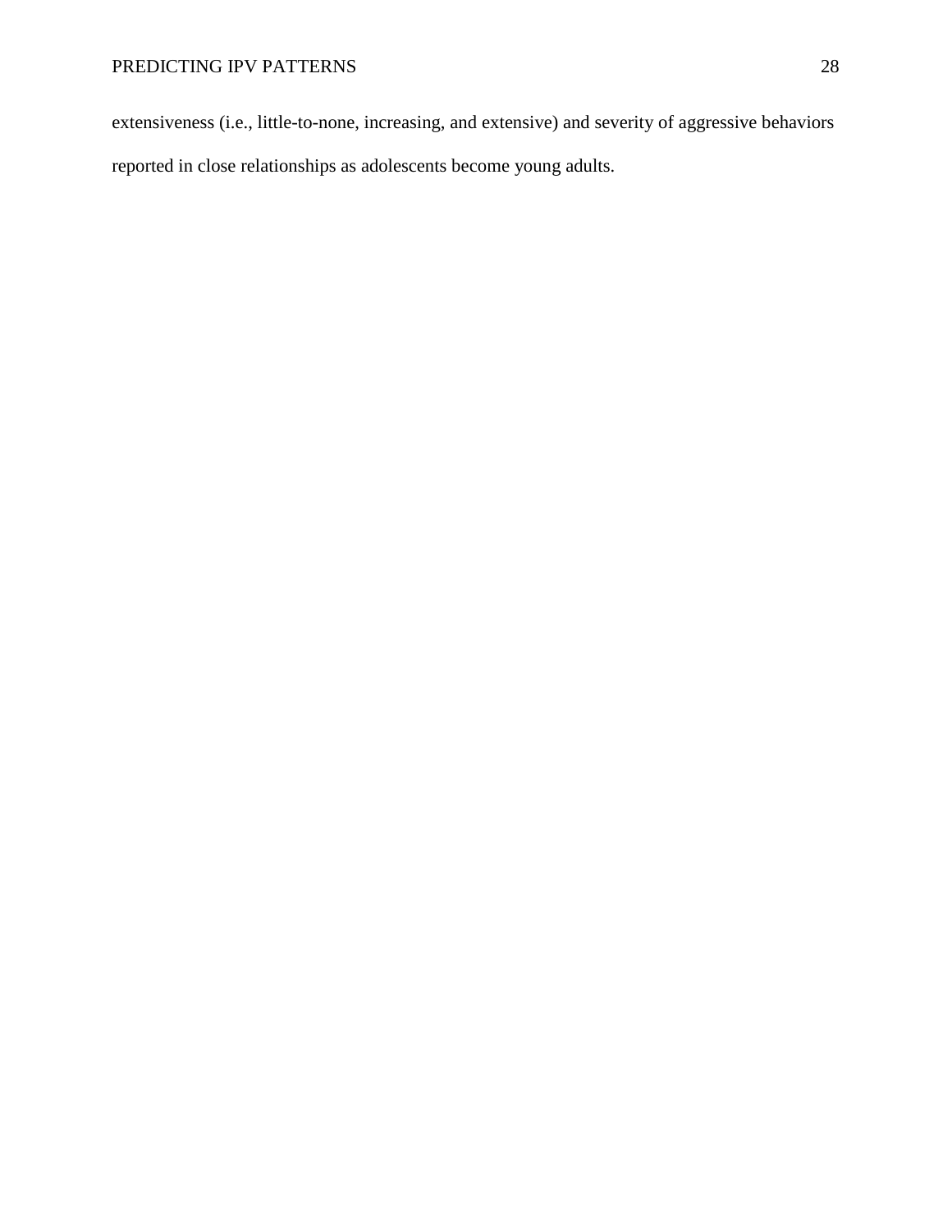extensiveness (i.e., little-to-none, increasing, and extensive) and severity of aggressive behaviors reported in close relationships as adolescents become young adults.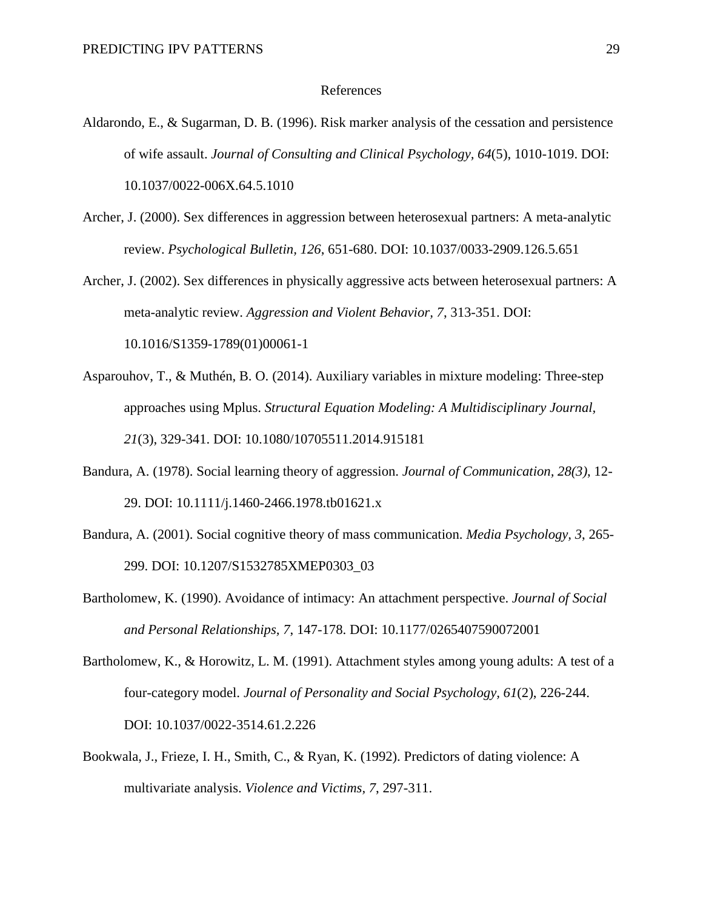# References

Aldarondo, E., & Sugarman, D. B. (1996). Risk marker analysis of the cessation and persistence of wife assault. *Journal of Consulting and Clinical Psychology, 64*(5), 1010-1019. DOI: 10.1037/0022-006X.64.5.1010

Archer, J. (2000). Sex differences in aggression between heterosexual partners: A meta-analytic review. *Psychological Bulletin, 126*, 651-680. DOI: 10.1037/0033-2909.126.5.651

Archer, J. (2002). Sex differences in physically aggressive acts between heterosexual partners: A meta-analytic review. *Aggression and Violent Behavior, 7*, 313-351. DOI: 10.1016/S1359-1789(01)00061-1

Asparouhov, T., & Muthén, B. O. (2014). Auxiliary variables in mixture modeling: Three-step approaches using Mplus. *Structural Equation Modeling: A Multidisciplinary Journal, 21*(3), 329-341. DOI: 10.1080/10705511.2014.915181

Bandura, A. (1978). Social learning theory of aggression. *Journal of Communication, 28(3)*, 12-29. DOI: 10.1111/j.1460-2466.1978.tb01621.x

Bandura, A. (2001). Social cognitive theory of mass communication. *Media Psychology, 3*, 265-299. DOI: 10.1207/S1532785XMEP0303_03

Bartholomew, K. (1990). Avoidance of intimacy: An attachment perspective. *Journal of Social and Personal Relationships, 7*, 147-178. DOI: 10.1177/0265407590072001

Bartholomew, K., & Horowitz, L. M. (1991). Attachment styles among young adults: A test of a four-category model. *Journal of Personality and Social Psychology, 61*(2), 226-244. DOI: 10.1037/0022-3514.61.2.226

Bookwala, J., Frieze, I. H., Smith, C., & Ryan, K. (1992). Predictors of dating violence: A multivariate analysis. *Violence and Victims, 7*, 297-311.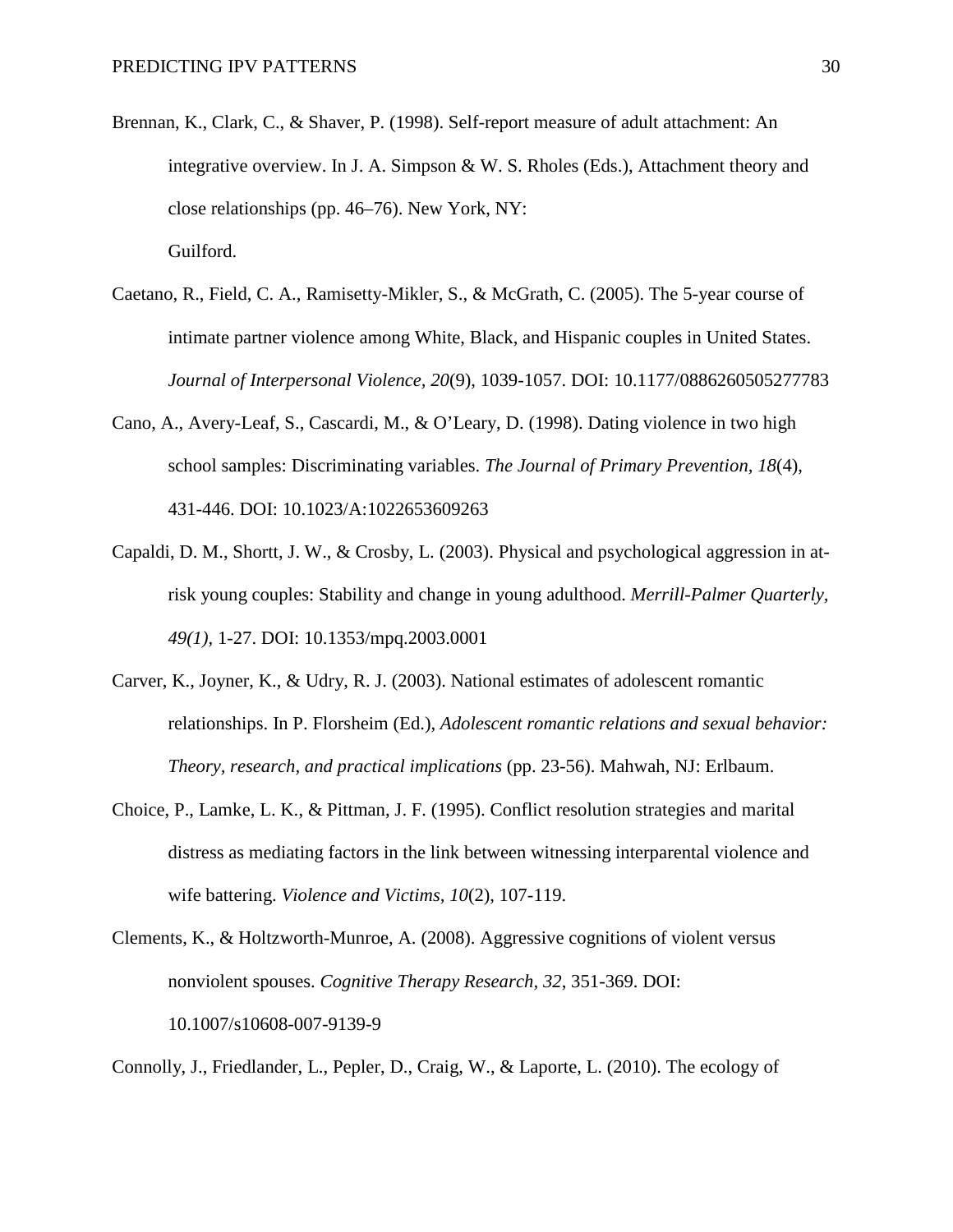Brennan, K., Clark, C., & Shaver, P. (1998). Self-report measure of adult attachment: An integrative overview. In J. A. Simpson & W. S. Rholes (Eds.), Attachment theory and close relationships (pp. 46–76). New York, NY: Guilford.

Caetano, R., Field, C. A., Ramisetty-Mikler, S., & McGrath, C. (2005). The 5-year course of intimate partner violence among White, Black, and Hispanic couples in United States. *Journal of Interpersonal Violence, 20*(9), 1039-1057. DOI: 10.1177/0886260505277783

Cano, A., Avery-Leaf, S., Cascardi, M., & O'Leary, D. (1998). Dating violence in two high school samples: Discriminating variables. *The Journal of Primary Prevention, 18*(4), 431-446. DOI: 10.1023/A:1022653609263

Capaldi, D. M., Shortt, J. W., & Crosby, L. (2003). Physical and psychological aggression in at-risk young couples: Stability and change in young adulthood. *Merrill-Palmer Quarterly, 49(1)*, 1-27. DOI: 10.1353/mpq.2003.0001

Carver, K., Joyner, K., & Udry, R. J. (2003). National estimates of adolescent romantic relationships. In P. Florsheim (Ed.), *Adolescent romantic relations and sexual behavior: Theory, research, and practical implications* (pp. 23-56). Mahwah, NJ: Erlbaum.

Choice, P., Lamke, L. K., & Pittman, J. F. (1995). Conflict resolution strategies and marital distress as mediating factors in the link between witnessing interparental violence and wife battering. *Violence and Victims, 10*(2), 107-119.

Clements, K., & Holtzworth-Munroe, A. (2008). Aggressive cognitions of violent versus nonviolent spouses. *Cognitive Therapy Research, 32*, 351-369. DOI: 10.1007/s10608-007-9139-9

Connolly, J., Friedlander, L., Pepler, D., Craig, W., & Laporte, L. (2010). The ecology of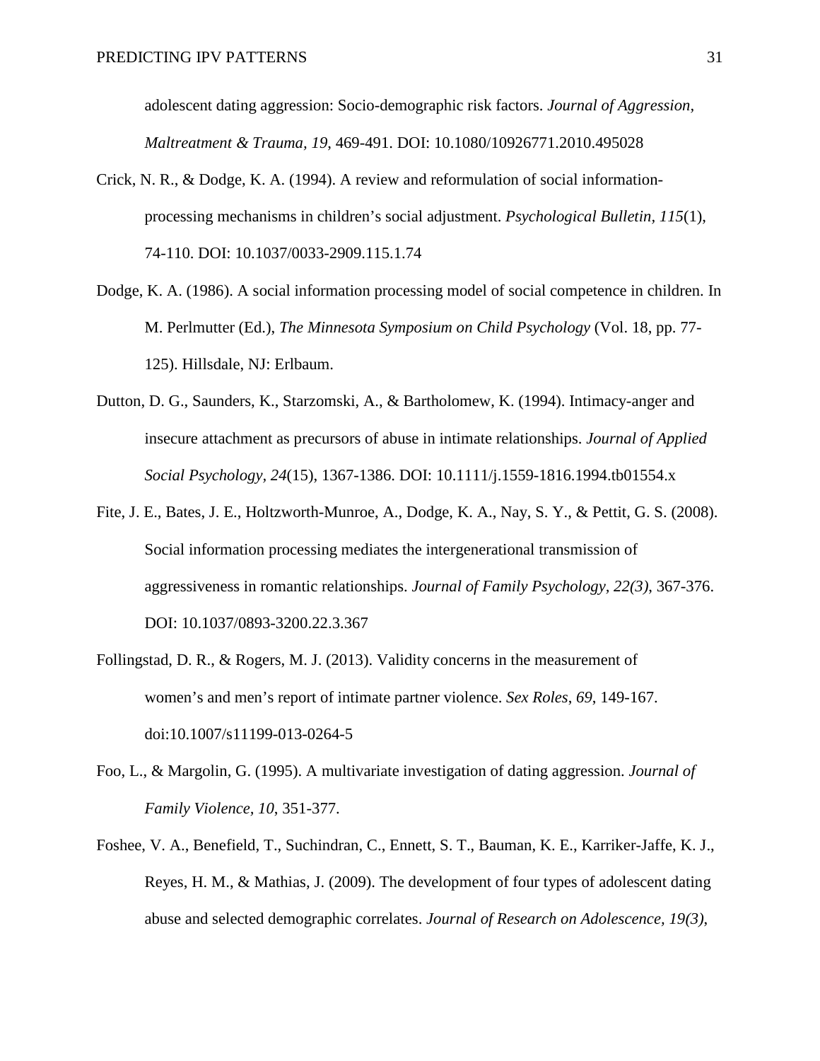adolescent dating aggression: Socio-demographic risk factors. *Journal of Aggression, Maltreatment & Trauma, 19*, 469-491. DOI: 10.1080/10926771.2010.495028

Crick, N. R., & Dodge, K. A. (1994). A review and reformulation of social information-processing mechanisms in children's social adjustment. *Psychological Bulletin, 115*(1), 74-110. DOI: 10.1037/0033-2909.115.1.74

Dodge, K. A. (1986). A social information processing model of social competence in children. In M. Perlmutter (Ed.), *The Minnesota Symposium on Child Psychology* (Vol. 18, pp. 77-125). Hillsdale, NJ: Erlbaum.

Dutton, D. G., Saunders, K., Starzomski, A., & Bartholomew, K. (1994). Intimacy-anger and insecure attachment as precursors of abuse in intimate relationships. *Journal of Applied Social Psychology, 24*(15), 1367-1386. DOI: 10.1111/j.1559-1816.1994.tb01554.x

Fite, J. E., Bates, J. E., Holtzworth-Munroe, A., Dodge, K. A., Nay, S. Y., & Pettit, G. S. (2008). Social information processing mediates the intergenerational transmission of aggressiveness in romantic relationships. *Journal of Family Psychology, 22(3)*, 367-376. DOI: 10.1037/0893-3200.22.3.367

Follingstad, D. R., & Rogers, M. J. (2013). Validity concerns in the measurement of women's and men's report of intimate partner violence. *Sex Roles, 69*, 149-167. doi:10.1007/s11199-013-0264-5

Foo, L., & Margolin, G. (1995). A multivariate investigation of dating aggression. *Journal of Family Violence, 10*, 351-377.

Foshee, V. A., Benefield, T., Suchindran, C., Ennett, S. T., Bauman, K. E., Karriker-Jaffe, K. J., Reyes, H. M., & Mathias, J. (2009). The development of four types of adolescent dating abuse and selected demographic correlates. *Journal of Research on Adolescence, 19(3)*,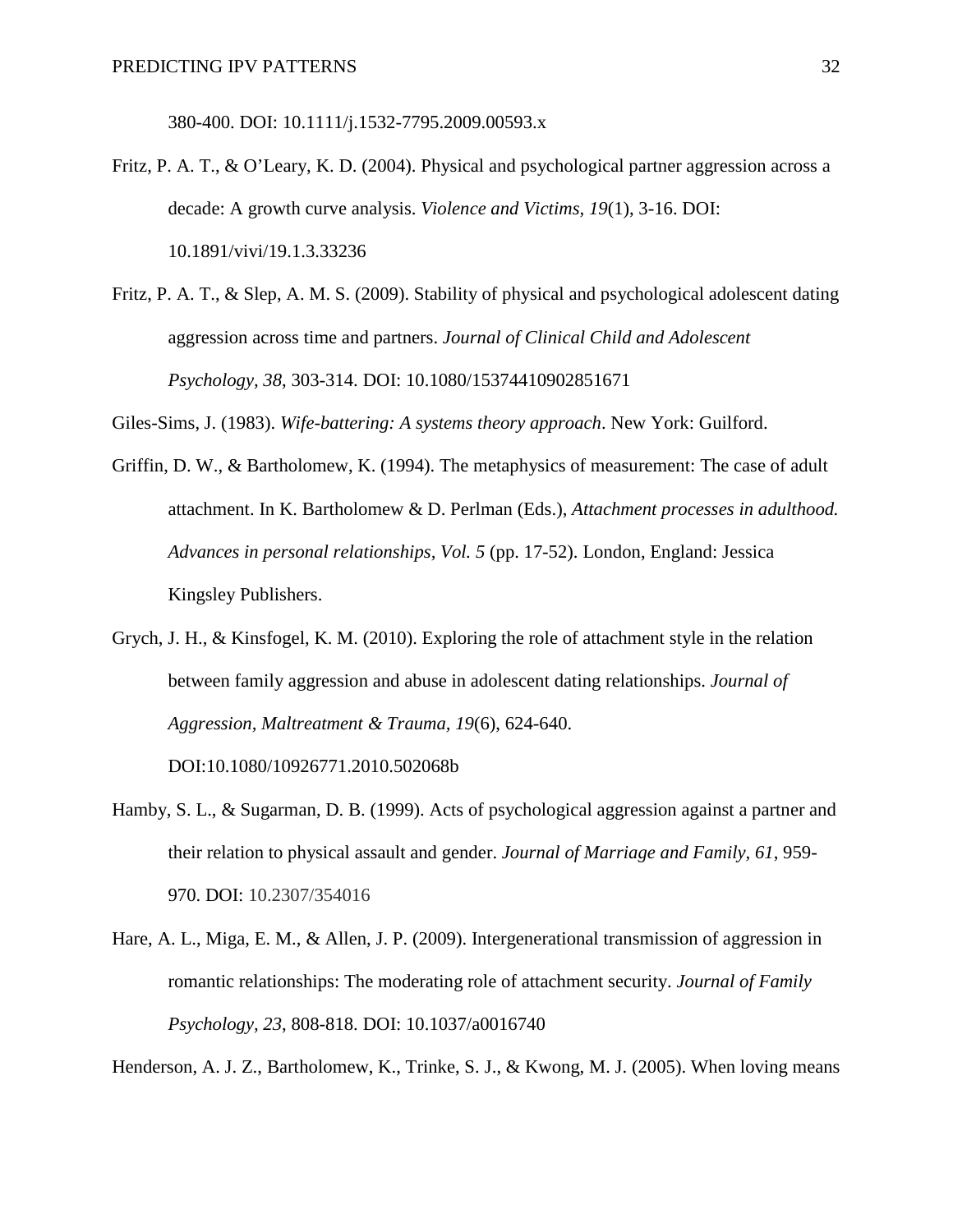380-400. DOI: 10.1111/j.1532-7795.2009.00593.x

Fritz, P. A. T., & O'Leary, K. D. (2004). Physical and psychological partner aggression across a decade: A growth curve analysis. *Violence and Victims*, *19*(1), 3-16. DOI: 10.1891/vivi/19.1.3.33236

Fritz, P. A. T., & Slep, A. M. S. (2009). Stability of physical and psychological adolescent dating aggression across time and partners. *Journal of Clinical Child and Adolescent Psychology, 38*, 303-314. DOI: 10.1080/15374410902851671

Giles-Sims, J. (1983). *Wife-battering: A systems theory approach*. New York: Guilford.

Griffin, D. W., & Bartholomew, K. (1994). The metaphysics of measurement: The case of adult attachment. In K. Bartholomew & D. Perlman (Eds.), *Attachment processes in adulthood. Advances in personal relationships, Vol. 5* (pp. 17-52). London, England: Jessica Kingsley Publishers.

Grych, J. H., & Kinsfogel, K. M. (2010). Exploring the role of attachment style in the relation between family aggression and abuse in adolescent dating relationships. *Journal of Aggression, Maltreatment & Trauma, 19*(6), 624-640. DOI:10.1080/10926771.2010.502068b

Hamby, S. L., & Sugarman, D. B. (1999). Acts of psychological aggression against a partner and their relation to physical assault and gender. *Journal of Marriage and Family, 61*, 959-970. DOI: 10.2307/354016

Hare, A. L., Miga, E. M., & Allen, J. P. (2009). Intergenerational transmission of aggression in romantic relationships: The moderating role of attachment security. *Journal of Family Psychology, 23*, 808-818. DOI: 10.1037/a0016740

Henderson, A. J. Z., Bartholomew, K., Trinke, S. J., & Kwong, M. J. (2005). When loving means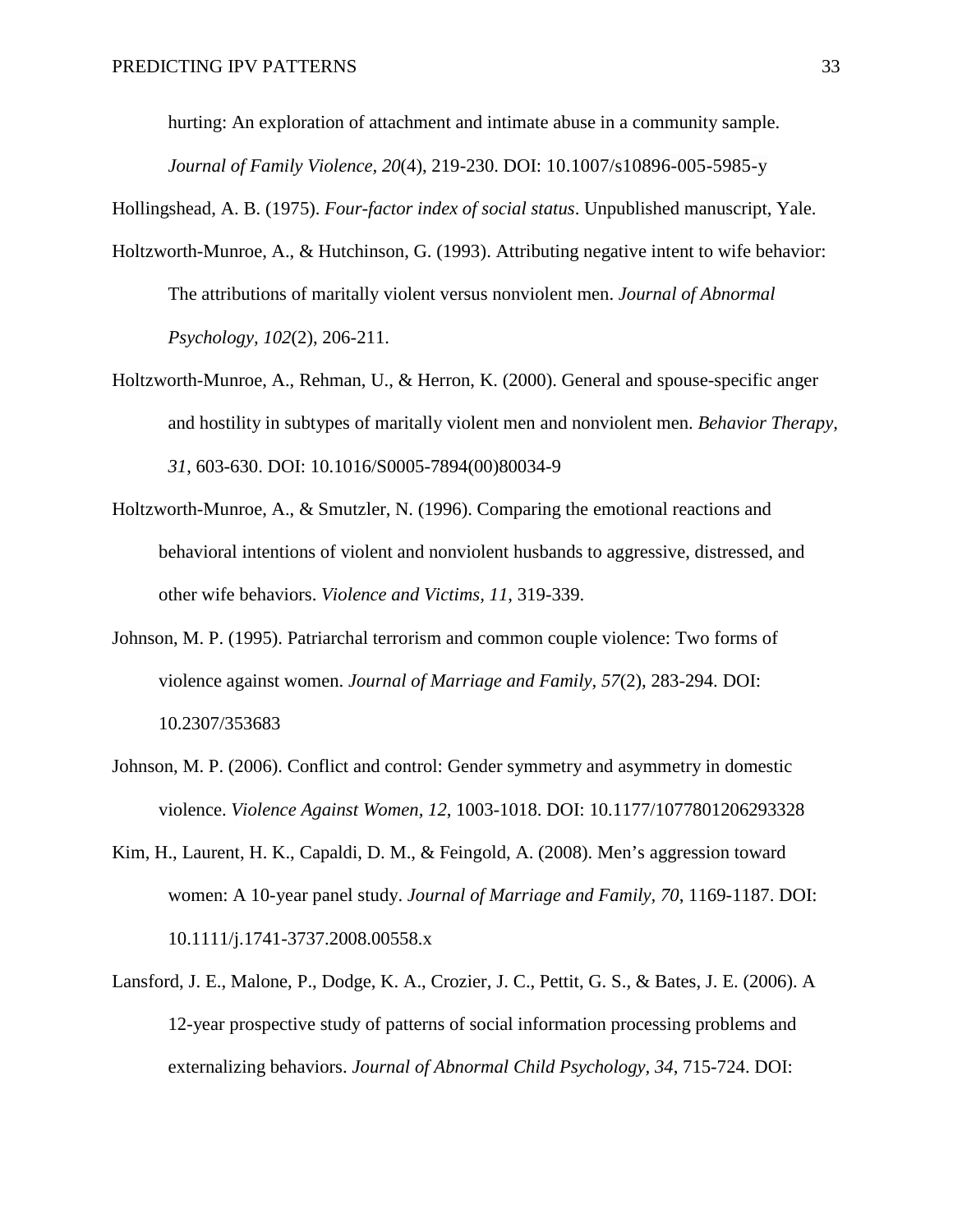hurting: An exploration of attachment and intimate abuse in a community sample. *Journal of Family Violence, 20*(4), 219-230. DOI: 10.1007/s10896-005-5985-y

Hollingshead, A. B. (1975). *Four-factor index of social status*. Unpublished manuscript, Yale.

Holtzworth-Munroe, A., & Hutchinson, G. (1993). Attributing negative intent to wife behavior: The attributions of maritally violent versus nonviolent men. *Journal of Abnormal Psychology, 102*(2), 206-211.

Holtzworth-Munroe, A., Rehman, U., & Herron, K. (2000). General and spouse-specific anger and hostility in subtypes of maritally violent men and nonviolent men. *Behavior Therapy, 31*, 603-630. DOI: 10.1016/S0005-7894(00)80034-9

Holtzworth-Munroe, A., & Smutzler, N. (1996). Comparing the emotional reactions and behavioral intentions of violent and nonviolent husbands to aggressive, distressed, and other wife behaviors. *Violence and Victims, 11*, 319-339.

Johnson, M. P. (1995). Patriarchal terrorism and common couple violence: Two forms of violence against women. *Journal of Marriage and Family, 57*(2), 283-294. DOI: 10.2307/353683

Johnson, M. P. (2006). Conflict and control: Gender symmetry and asymmetry in domestic violence. *Violence Against Women, 12*, 1003-1018. DOI: 10.1177/1077801206293328

Kim, H., Laurent, H. K., Capaldi, D. M., & Feingold, A. (2008). Men's aggression toward women: A 10-year panel study. *Journal of Marriage and Family, 70*, 1169-1187. DOI: 10.1111/j.1741-3737.2008.00558.x

Lansford, J. E., Malone, P., Dodge, K. A., Crozier, J. C., Pettit, G. S., & Bates, J. E. (2006). A 12-year prospective study of patterns of social information processing problems and externalizing behaviors. *Journal of Abnormal Child Psychology, 34*, 715-724. DOI: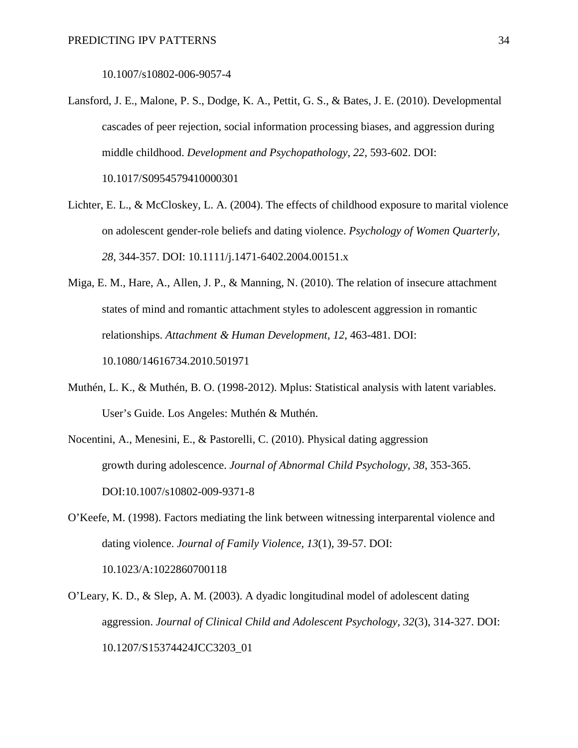10.1007/s10802-006-9057-4

Lansford, J. E., Malone, P. S., Dodge, K. A., Pettit, G. S., & Bates, J. E. (2010). Developmental cascades of peer rejection, social information processing biases, and aggression during middle childhood. *Development and Psychopathology*, *22*, 593-602. DOI: 10.1017/S0954579410000301

Lichter, E. L., & McCloskey, L. A. (2004). The effects of childhood exposure to marital violence on adolescent gender-role beliefs and dating violence. *Psychology of Women Quarterly*, *28*, 344-357. DOI: 10.1111/j.1471-6402.2004.00151.x

Miga, E. M., Hare, A., Allen, J. P., & Manning, N. (2010). The relation of insecure attachment states of mind and romantic attachment styles to adolescent aggression in romantic relationships. *Attachment & Human Development, 12*, 463-481. DOI: 10.1080/14616734.2010.501971

Muthén, L. K., & Muthén, B. O. (1998-2012). Mplus: Statistical analysis with latent variables. User's Guide. Los Angeles: Muthén & Muthén.

Nocentini, A., Menesini, E., & Pastorelli, C. (2010). Physical dating aggression growth during adolescence. *Journal of Abnormal Child Psychology*, *38*, 353-365. DOI:10.1007/s10802-009-9371-8

O'Keefe, M. (1998). Factors mediating the link between witnessing interparental violence and dating violence. *Journal of Family Violence, 13*(1), 39-57. DOI: 10.1023/A:1022860700118

O'Leary, K. D., & Slep, A. M. (2003). A dyadic longitudinal model of adolescent dating aggression. *Journal of Clinical Child and Adolescent Psychology*, *32*(3), 314-327. DOI: 10.1207/S15374424JCC3203_01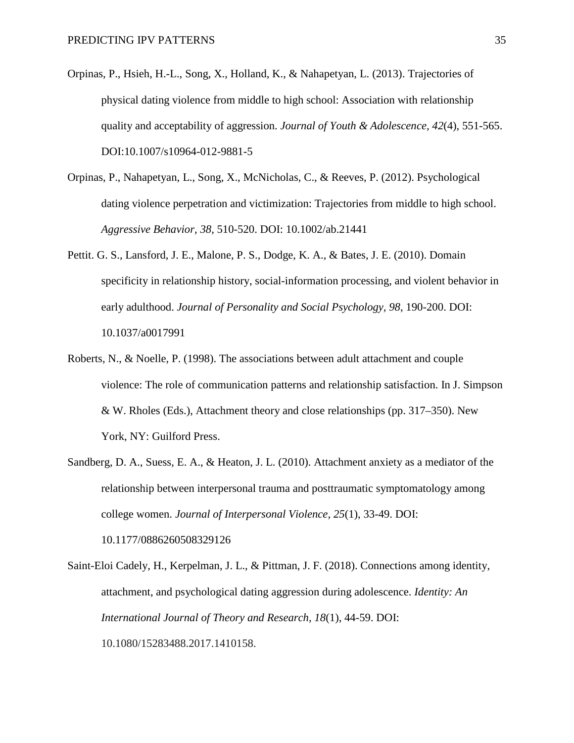Orpinas, P., Hsieh, H.-L., Song, X., Holland, K., & Nahapetyan, L. (2013). Trajectories of physical dating violence from middle to high school: Association with relationship quality and acceptability of aggression. *Journal of Youth & Adolescence, 42*(4), 551-565. DOI:10.1007/s10964-012-9881-5

Orpinas, P., Nahapetyan, L., Song, X., McNicholas, C., & Reeves, P. (2012). Psychological dating violence perpetration and victimization: Trajectories from middle to high school. *Aggressive Behavior, 38*, 510-520. DOI: 10.1002/ab.21441

Pettit. G. S., Lansford, J. E., Malone, P. S., Dodge, K. A., & Bates, J. E. (2010). Domain specificity in relationship history, social-information processing, and violent behavior in early adulthood. *Journal of Personality and Social Psychology, 98*, 190-200. DOI: 10.1037/a0017991

Roberts, N., & Noelle, P. (1998). The associations between adult attachment and couple violence: The role of communication patterns and relationship satisfaction. In J. Simpson & W. Rholes (Eds.), Attachment theory and close relationships (pp. 317–350). New York, NY: Guilford Press.

Sandberg, D. A., Suess, E. A., & Heaton, J. L. (2010). Attachment anxiety as a mediator of the relationship between interpersonal trauma and posttraumatic symptomatology among college women. *Journal of Interpersonal Violence, 25*(1), 33-49. DOI: 10.1177/0886260508329126

Saint-Eloi Cadely, H., Kerpelman, J. L., & Pittman, J. F. (2018). Connections among identity, attachment, and psychological dating aggression during adolescence. *Identity: An International Journal of Theory and Research, 18*(1), 44-59. DOI: 10.1080/15283488.2017.1410158.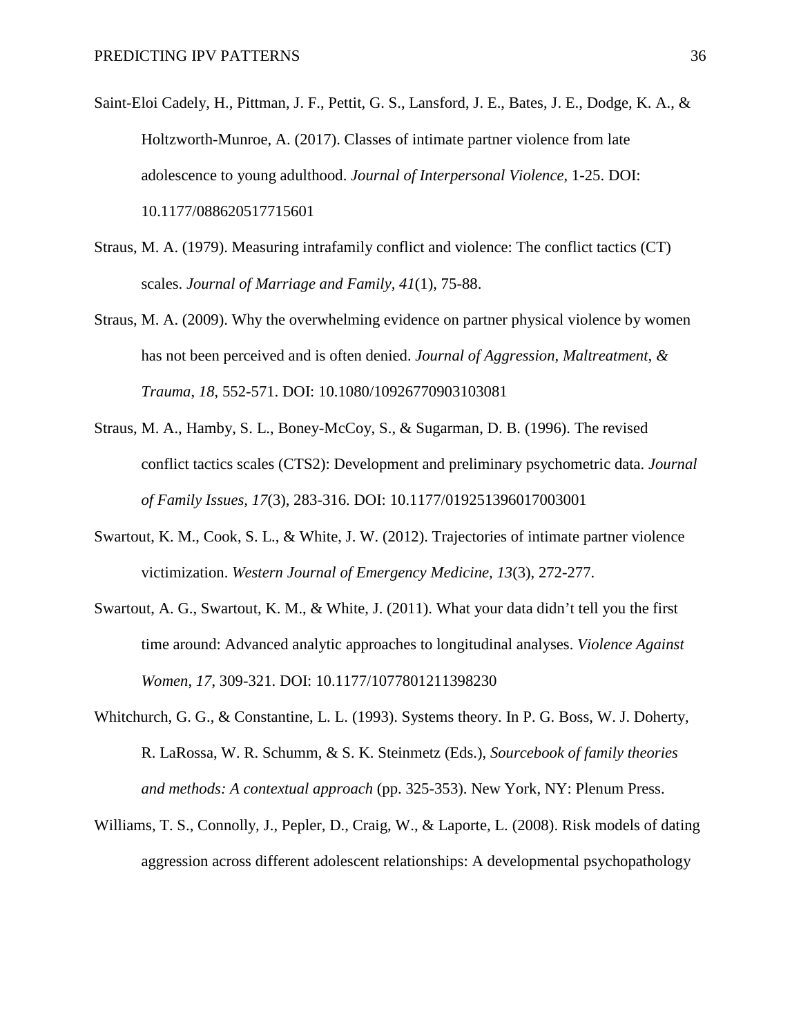Saint-Eloi Cadely, H., Pittman, J. F., Pettit, G. S., Lansford, J. E., Bates, J. E., Dodge, K. A., & Holtzworth-Munroe, A. (2017). Classes of intimate partner violence from late adolescence to young adulthood. *Journal of Interpersonal Violence*, 1-25. DOI: 10.1177/088620517715601

Straus, M. A. (1979). Measuring intrafamily conflict and violence: The conflict tactics (CT) scales. *Journal of Marriage and Family, 41*(1), 75-88.

Straus, M. A. (2009). Why the overwhelming evidence on partner physical violence by women has not been perceived and is often denied. *Journal of Aggression, Maltreatment, & Trauma, 18*, 552-571. DOI: 10.1080/10926770903103081

Straus, M. A., Hamby, S. L., Boney-McCoy, S., & Sugarman, D. B. (1996). The revised conflict tactics scales (CTS2): Development and preliminary psychometric data. *Journal of Family Issues, 17*(3), 283-316. DOI: 10.1177/019251396017003001

Swartout, K. M., Cook, S. L., & White, J. W. (2012). Trajectories of intimate partner violence victimization. *Western Journal of Emergency Medicine, 13*(3), 272-277.

Swartout, A. G., Swartout, K. M., & White, J. (2011). What your data didn't tell you the first time around: Advanced analytic approaches to longitudinal analyses. *Violence Against Women, 17*, 309-321. DOI: 10.1177/1077801211398230

Whitchurch, G. G., & Constantine, L. L. (1993). Systems theory. In P. G. Boss, W. J. Doherty, R. LaRossa, W. R. Schumm, & S. K. Steinmetz (Eds.), *Sourcebook of family theories and methods: A contextual approach* (pp. 325-353). New York, NY: Plenum Press.

Williams, T. S., Connolly, J., Pepler, D., Craig, W., & Laporte, L. (2008). Risk models of dating aggression across different adolescent relationships: A developmental psychopathology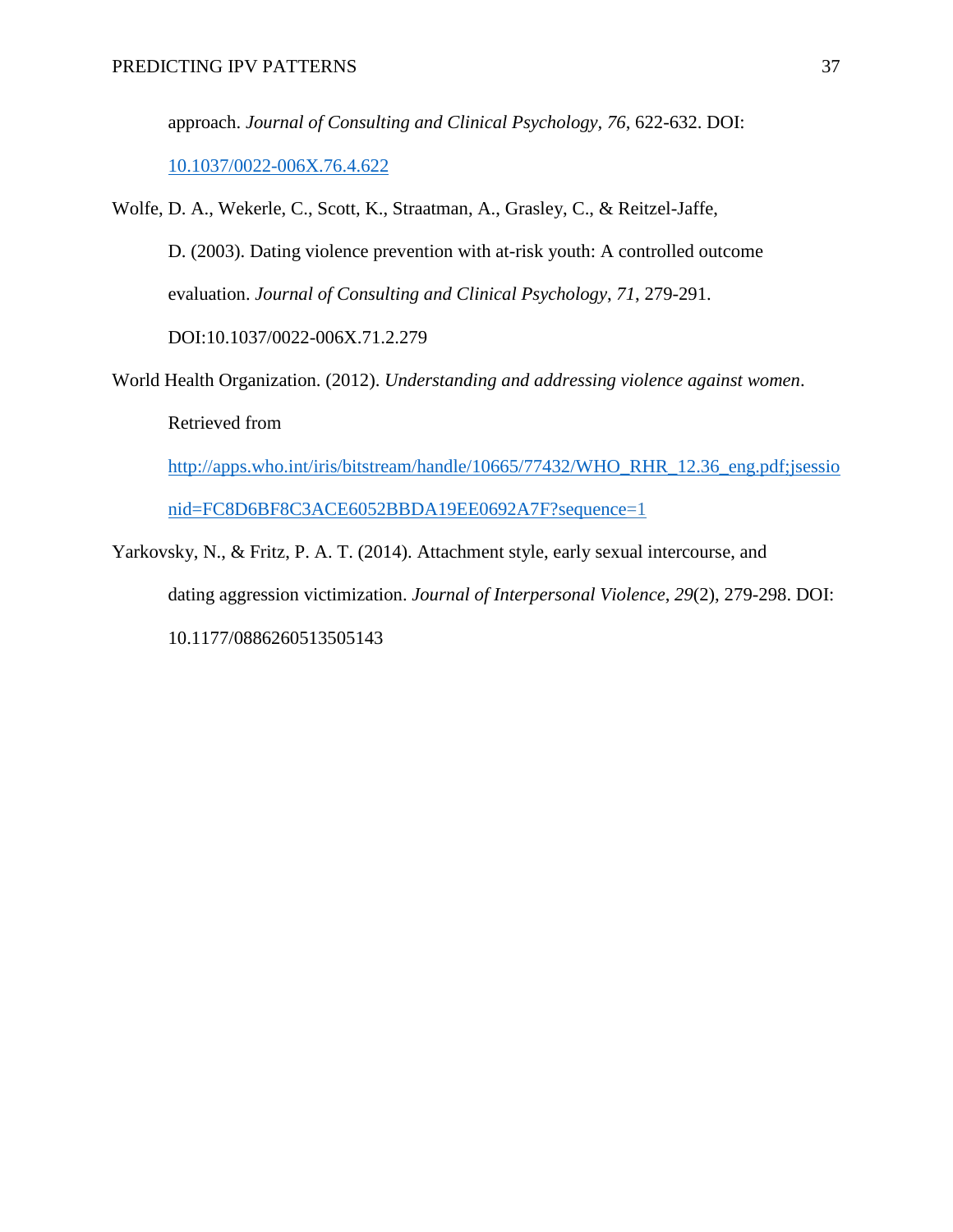approach. *Journal of Consulting and Clinical Psychology*, *76*, 622-632. DOI: 10.1037/0022-006X.76.4.622

Wolfe, D. A., Wekerle, C., Scott, K., Straatman, A., Grasley, C., & Reitzel-Jaffe, D. (2003). Dating violence prevention with at-risk youth: A controlled outcome evaluation. *Journal of Consulting and Clinical Psychology*, *71*, 279-291. DOI:10.1037/0022-006X.71.2.279

World Health Organization. (2012). *Understanding and addressing violence against women*. Retrieved from http://apps.who.int/iris/bitstream/handle/10665/77432/WHO_RHR_12.36_eng.pdf;jsessionid=FC8D6BF8C3ACE6052BBDA19EE0692A7F?sequence=1

Yarkovsky, N., & Fritz, P. A. T. (2014). Attachment style, early sexual intercourse, and dating aggression victimization. *Journal of Interpersonal Violence*, *29*(2), 279-298. DOI: 10.1177/0886260513505143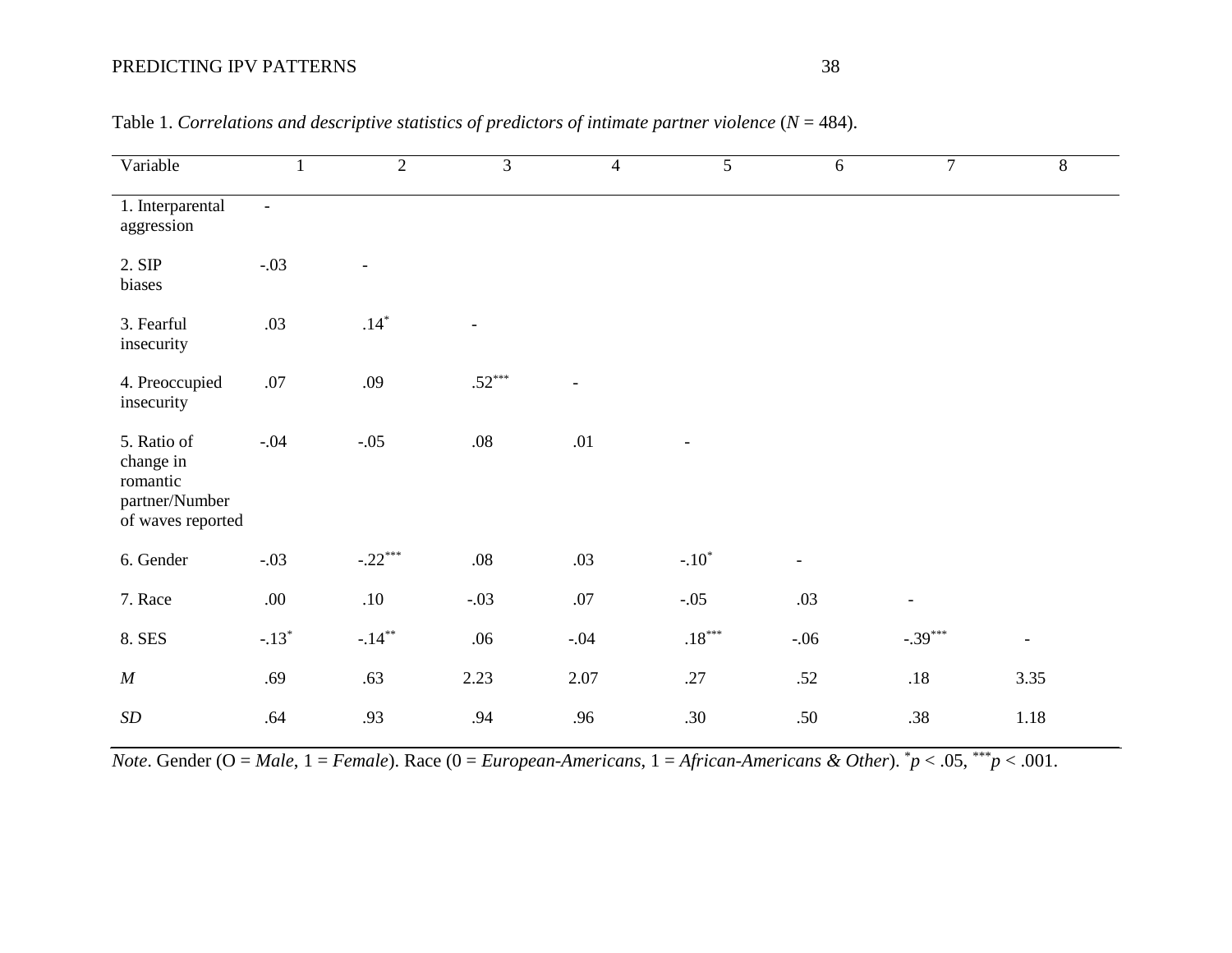Table 1. *Correlations and descriptive statistics of predictors of intimate partner violence* ($N$ = 484).

| Variable | 1 | 2 | 3 | 4 | 5 | 6 | 7 | 8 |
|---|---|---|---|---|---|---|---|---|
| 1. Interparental aggression | - | | | | | | | |
| 2. SIP biases | -.03 | - | | | | | | |
| 3. Fearful insecurity | .03 | $.14^{*}$ | - | | | | | |
| 4. Preoccupied insecurity | .07 | .09 | $.52^{***}$ | - | | | | |
| 5. Ratio of change in romantic partner/Number of waves reported | -.04 | -.05 | .08 | .01 | - | | | |
| 6. Gender | -.03 | $-.22^{***}$ | .08 | .03 | $-.10^{*}$ | - | | |
| 7. Race | .00 | .10 | -.03 | .07 | -.05 | .03 | - | |
| 8. SES | $-.13^{*}$ | $-.14^{**}$ | .06 | -.04 | $.18^{***}$ | -.06 | $-.39^{***}$ | - |
| *M* | .69 | .63 | 2.23 | 2.07 | .27 | .52 | .18 | 3.35 |
| *SD* | .64 | .93 | .94 | .96 | .30 | .50 | .38 | 1.18 |

*Note*. Gender (O = *Male*, 1 = *Female*). Race (0 = *European-Americans*, 1 = *African-Americans & Other*). $^{*}p < .05$, $^{***}p < .001$.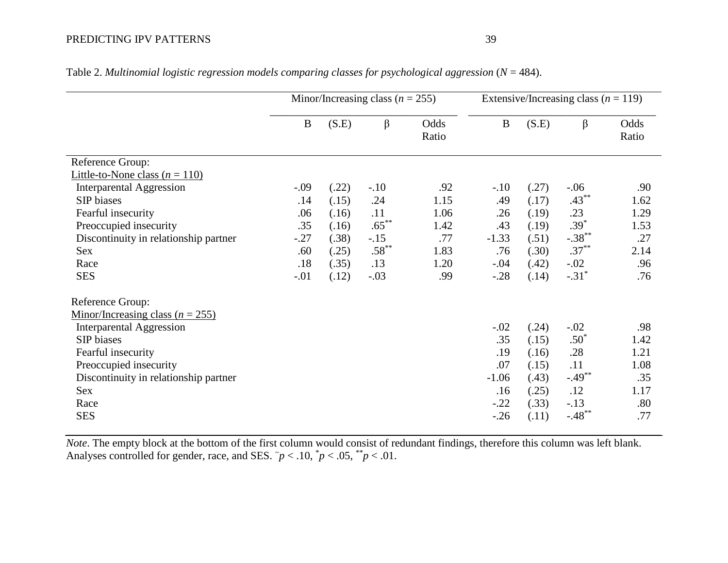Table 2. *Multinomial logistic regression models comparing classes for psychological aggression* ($N$ = 484).

| | Minor/Increasing class ($n$ = 255) | | | | Extensive/Increasing class ($n$ = 119) | | | |
|---|---|---|---|---|---|---|---|---|
| | B | (S.E) | β | Odds Ratio | B | (S.E) | β | Odds Ratio |
| Reference Group: Little-to-None class ($n$ = 110) | | | | | | | | |
| Interparental Aggression | -.09 | (.22) | -.10 | .92 | -.10 | (.27) | -.06 | .90 |
| SIP biases | .14 | (.15) | .24 | 1.15 | .49 | (.17) | .43** | 1.62 |
| Fearful insecurity | .06 | (.16) | .11 | 1.06 | .26 | (.19) | .23 | 1.29 |
| Preoccupied insecurity | .35 | (.16) | .65** | 1.42 | .43 | (.19) | .39* | 1.53 |
| Discontinuity in relationship partner | -.27 | (.38) | -.15 | .77 | -1.33 | (.51) | -.38** | .27 |
| Sex | .60 | (.25) | .58** | 1.83 | .76 | (.30) | .37** | 2.14 |
| Race | .18 | (.35) | .13 | 1.20 | -.04 | (.42) | -.02 | .96 |
| SES | -.01 | (.12) | -.03 | .99 | -.28 | (.14) | -.31* | .76 |
| Reference Group: Minor/Increasing class ($n$ = 255) | | | | | | | | |
| Interparental Aggression | | | | | -.02 | (.24) | -.02 | .98 |
| SIP biases | | | | | .35 | (.15) | .50* | 1.42 |
| Fearful insecurity | | | | | .19 | (.16) | .28 | 1.21 |
| Preoccupied insecurity | | | | | .07 | (.15) | .11 | 1.08 |
| Discontinuity in relationship partner | | | | | -1.06 | (.43) | -.49** | .35 |
| Sex | | | | | .16 | (.25) | .12 | 1.17 |
| Race | | | | | -.22 | (.33) | -.13 | .80 |
| SES | | | | | -.26 | (.11) | -.48** | .77 |

*Note*. The empty block at the bottom of the first column would consist of redundant findings, therefore this column was left blank. Analyses controlled for gender, race, and SES. ~$p$ < .10, *$p$ < .05, **$p$ < .01.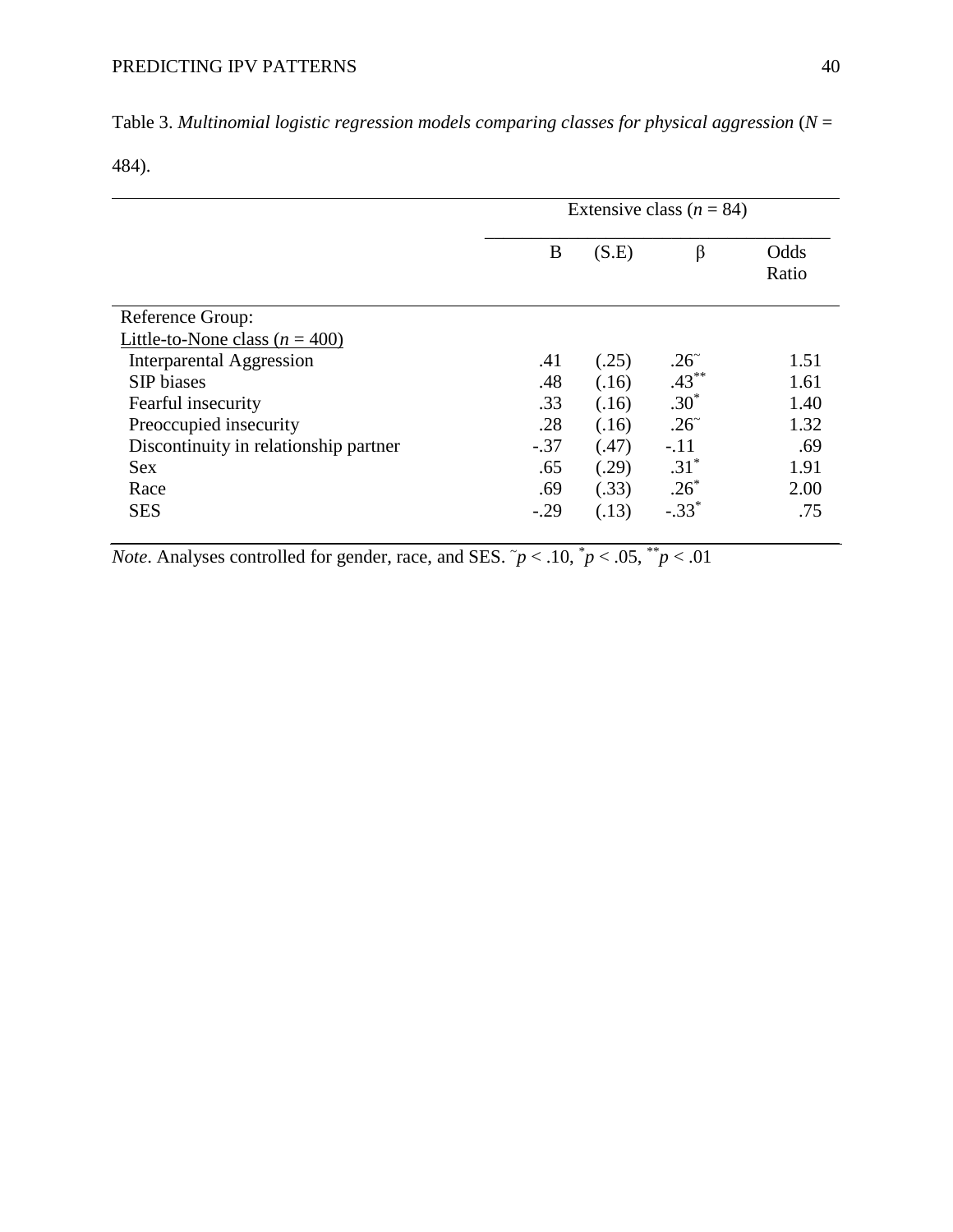Table 3. *Multinomial logistic regression models comparing classes for physical aggression* ($N$ = 484).

| | Extensive class ($n$ = 84) | | | |
|---|---|---|---|---|
| | B | (S.E) | β | Odds Ratio |
| Reference Group: | | | | |
| Little-to-None class ($n$ = 400) | | | | |
| Interparental Aggression | .41 | (.25) | .26~ | 1.51 |
| SIP biases | .48 | (.16) | .43** | 1.61 |
| Fearful insecurity | .33 | (.16) | .30* | 1.40 |
| Preoccupied insecurity | .28 | (.16) | .26~ | 1.32 |
| Discontinuity in relationship partner | -.37 | (.47) | -.11 | .69 |
| Sex | .65 | (.29) | .31* | 1.91 |
| Race | .69 | (.33) | .26* | 2.00 |
| SES | -.29 | (.13) | -.33* | .75 |

*Note*. Analyses controlled for gender, race, and SES. ~$p < .10$, *$p < .05$, **$p < .01$